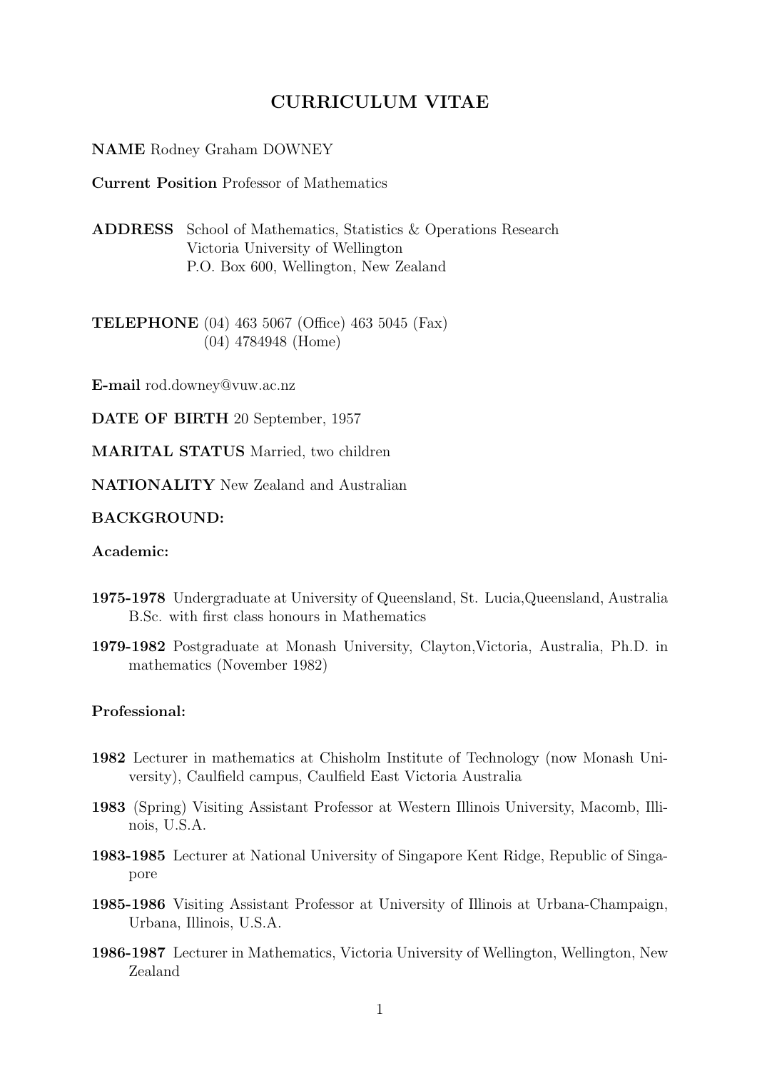# CURRICULUM VITAE

**NAME** Rodney Graham DOWNEY

**Current Position** Professor of Mathematics

**ADDRESS** School of Mathematics, Statistics & Operations Research
Victoria University of Wellington
P.O. Box 600, Wellington, New Zealand

**TELEPHONE** (04) 463 5067 (Office) 463 5045 (Fax)
(04) 4784948 (Home)

**E-mail** rod.downey@vuw.ac.nz

**DATE OF BIRTH** 20 September, 1957

**MARITAL STATUS** Married, two children

**NATIONALITY** New Zealand and Australian

**BACKGROUND:**

**Academic:**

**1975-1978** Undergraduate at University of Queensland, St. Lucia,Queensland, Australia B.Sc. with first class honours in Mathematics

**1979-1982** Postgraduate at Monash University, Clayton,Victoria, Australia, Ph.D. in mathematics (November 1982)

**Professional:**

**1982** Lecturer in mathematics at Chisholm Institute of Technology (now Monash University), Caulfield campus, Caulfield East Victoria Australia

**1983** (Spring) Visiting Assistant Professor at Western Illinois University, Macomb, Illinois, U.S.A.

**1983-1985** Lecturer at National University of Singapore Kent Ridge, Republic of Singapore

**1985-1986** Visiting Assistant Professor at University of Illinois at Urbana-Champaign, Urbana, Illinois, U.S.A.

**1986-1987** Lecturer in Mathematics, Victoria University of Wellington, Wellington, New Zealand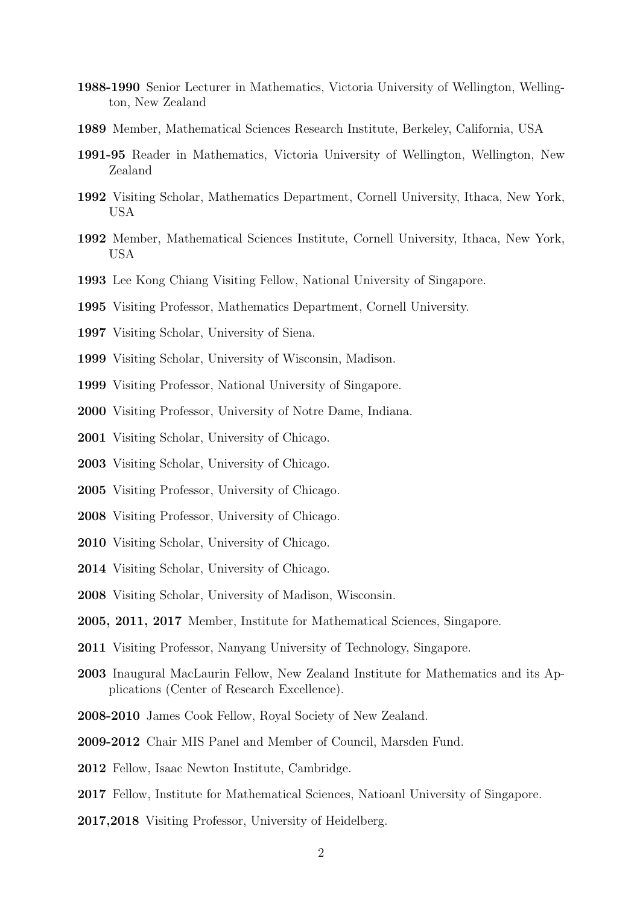**1988-1990** Senior Lecturer in Mathematics, Victoria University of Wellington, Wellington, New Zealand

**1989** Member, Mathematical Sciences Research Institute, Berkeley, California, USA

**1991-95** Reader in Mathematics, Victoria University of Wellington, Wellington, New Zealand

**1992** Visiting Scholar, Mathematics Department, Cornell University, Ithaca, New York, USA

**1992** Member, Mathematical Sciences Institute, Cornell University, Ithaca, New York, USA

**1993** Lee Kong Chiang Visiting Fellow, National University of Singapore.

**1995** Visiting Professor, Mathematics Department, Cornell University.

**1997** Visiting Scholar, University of Siena.

**1999** Visiting Scholar, University of Wisconsin, Madison.

**1999** Visiting Professor, National University of Singapore.

**2000** Visiting Professor, University of Notre Dame, Indiana.

**2001** Visiting Scholar, University of Chicago.

**2003** Visiting Scholar, University of Chicago.

**2005** Visiting Professor, University of Chicago.

**2008** Visiting Professor, University of Chicago.

**2010** Visiting Scholar, University of Chicago.

**2014** Visiting Scholar, University of Chicago.

**2008** Visiting Scholar, University of Madison, Wisconsin.

**2005, 2011, 2017** Member, Institute for Mathematical Sciences, Singapore.

**2011** Visiting Professor, Nanyang University of Technology, Singapore.

**2003** Inaugural MacLaurin Fellow, New Zealand Institute for Mathematics and its Applications (Center of Research Excellence).

**2008-2010** James Cook Fellow, Royal Society of New Zealand.

**2009-2012** Chair MIS Panel and Member of Council, Marsden Fund.

**2012** Fellow, Isaac Newton Institute, Cambridge.

**2017** Fellow, Institute for Mathematical Sciences, Natioanl University of Singapore.

**2017,2018** Visiting Professor, University of Heidelberg.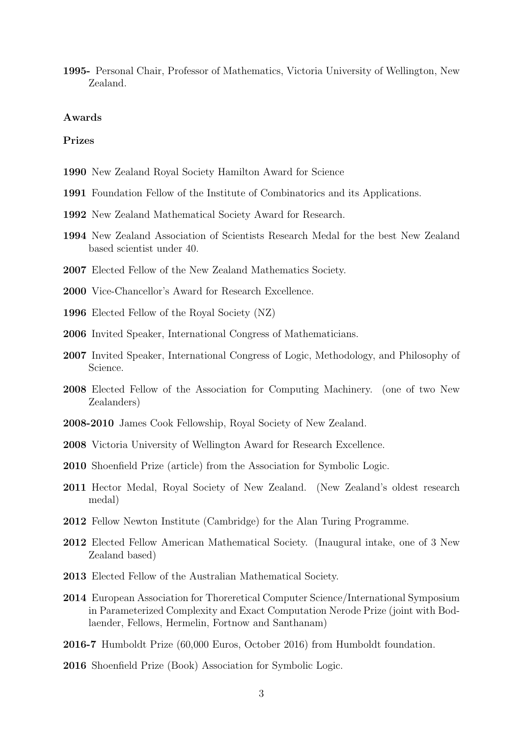**1995-** Personal Chair, Professor of Mathematics, Victoria University of Wellington, New Zealand.

**Awards**

**Prizes**

**1990** New Zealand Royal Society Hamilton Award for Science

**1991** Foundation Fellow of the Institute of Combinatorics and its Applications.

**1992** New Zealand Mathematical Society Award for Research.

**1994** New Zealand Association of Scientists Research Medal for the best New Zealand based scientist under 40.

**2007** Elected Fellow of the New Zealand Mathematics Society.

**2000** Vice-Chancellor's Award for Research Excellence.

**1996** Elected Fellow of the Royal Society (NZ)

**2006** Invited Speaker, International Congress of Mathematicians.

**2007** Invited Speaker, International Congress of Logic, Methodology, and Philosophy of Science.

**2008** Elected Fellow of the Association for Computing Machinery. (one of two New Zealanders)

**2008-2010** James Cook Fellowship, Royal Society of New Zealand.

**2008** Victoria University of Wellington Award for Research Excellence.

**2010** Shoenfield Prize (article) from the Association for Symbolic Logic.

**2011** Hector Medal, Royal Society of New Zealand. (New Zealand's oldest research medal)

**2012** Fellow Newton Institute (Cambridge) for the Alan Turing Programme.

**2012** Elected Fellow American Mathematical Society. (Inaugural intake, one of 3 New Zealand based)

**2013** Elected Fellow of the Australian Mathematical Society.

**2014** European Association for Thoreretical Computer Science/International Symposium in Parameterized Complexity and Exact Computation Nerode Prize (joint with Bodlaender, Fellows, Hermelin, Fortnow and Santhanam)

**2016-7** Humboldt Prize (60,000 Euros, October 2016) from Humboldt foundation.

**2016** Shoenfield Prize (Book) Association for Symbolic Logic.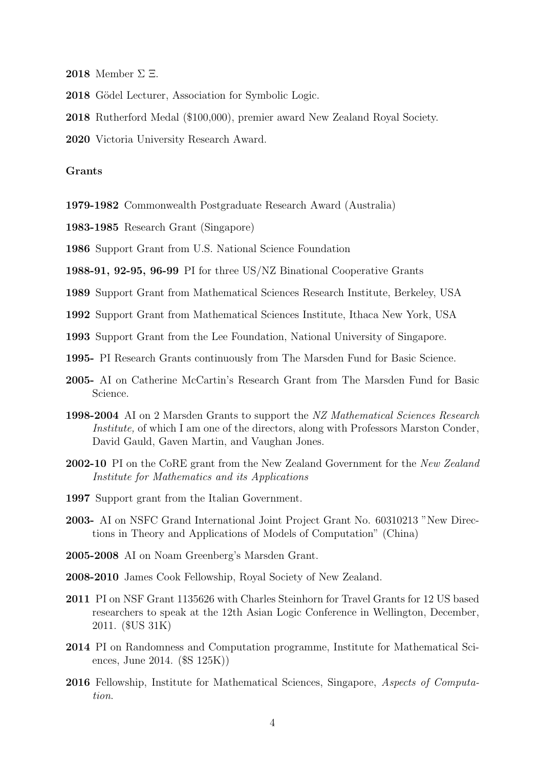**2018** Member $\Sigma$ $\Xi$.

**2018** Gödel Lecturer, Association for Symbolic Logic.

**2018** Rutherford Medal ($100,000), premier award New Zealand Royal Society.

**2020** Victoria University Research Award.

**Grants**

**1979-1982** Commonwealth Postgraduate Research Award (Australia)

**1983-1985** Research Grant (Singapore)

**1986** Support Grant from U.S. National Science Foundation

**1988-91, 92-95, 96-99** PI for three US/NZ Binational Cooperative Grants

**1989** Support Grant from Mathematical Sciences Research Institute, Berkeley, USA

**1992** Support Grant from Mathematical Sciences Institute, Ithaca New York, USA

**1993** Support Grant from the Lee Foundation, National University of Singapore.

**1995-** PI Research Grants continuously from The Marsden Fund for Basic Science.

**2005-** AI on Catherine McCartin's Research Grant from The Marsden Fund for Basic Science.

**1998-2004** AI on 2 Marsden Grants to support the *NZ Mathematical Sciences Research Institute,* of which I am one of the directors, along with Professors Marston Conder, David Gauld, Gaven Martin, and Vaughan Jones.

**2002-10** PI on the CoRE grant from the New Zealand Government for the *New Zealand Institute for Mathematics and its Applications*

**1997** Support grant from the Italian Government.

**2003-** AI on NSFC Grand International Joint Project Grant No. 60310213 "New Directions in Theory and Applications of Models of Computation" (China)

**2005-2008** AI on Noam Greenberg's Marsden Grant.

**2008-2010** James Cook Fellowship, Royal Society of New Zealand.

**2011** PI on NSF Grant 1135626 with Charles Steinhorn for Travel Grants for 12 US based researchers to speak at the 12th Asian Logic Conference in Wellington, December, 2011. ($US 31K)

**2014** PI on Randomness and Computation programme, Institute for Mathematical Sciences, June 2014. ($S 125K))

**2016** Fellowship, Institute for Mathematical Sciences, Singapore, *Aspects of Computation.*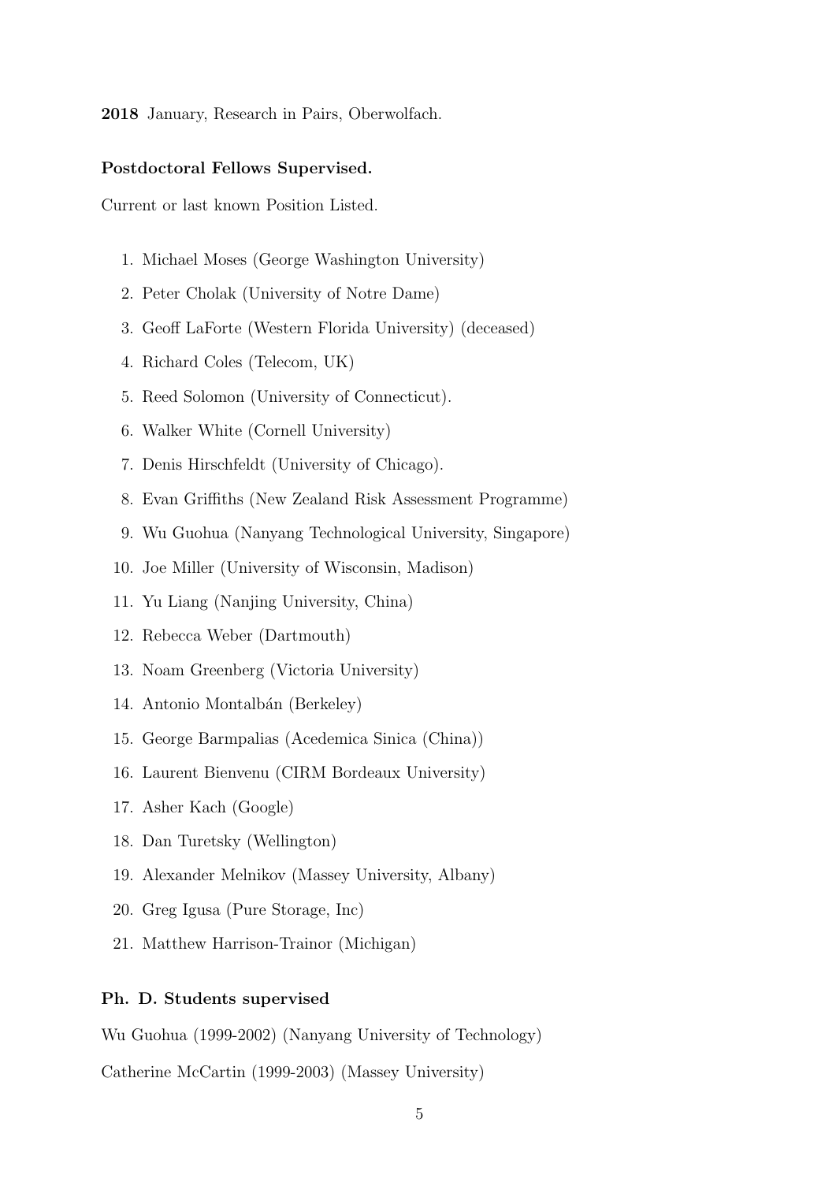**2018** January, Research in Pairs, Oberwolfach.

**Postdoctoral Fellows Supervised.**

Current or last known Position Listed.

1. Michael Moses (George Washington University)
2. Peter Cholak (University of Notre Dame)
3. Geoff LaForte (Western Florida University) (deceased)
4. Richard Coles (Telecom, UK)
5. Reed Solomon (University of Connecticut).
6. Walker White (Cornell University)
7. Denis Hirschfeldt (University of Chicago).
8. Evan Griffiths (New Zealand Risk Assessment Programme)
9. Wu Guohua (Nanyang Technological University, Singapore)
10. Joe Miller (University of Wisconsin, Madison)
11. Yu Liang (Nanjing University, China)
12. Rebecca Weber (Dartmouth)
13. Noam Greenberg (Victoria University)
14. Antonio Montalbán (Berkeley)
15. George Barmpalias (Acedemica Sinica (China))
16. Laurent Bienvenu (CIRM Bordeaux University)
17. Asher Kach (Google)
18. Dan Turetsky (Wellington)
19. Alexander Melnikov (Massey University, Albany)
20. Greg Igusa (Pure Storage, Inc)
21. Matthew Harrison-Trainor (Michigan)

**Ph. D. Students supervised**

Wu Guohua (1999-2002) (Nanyang University of Technology)

Catherine McCartin (1999-2003) (Massey University)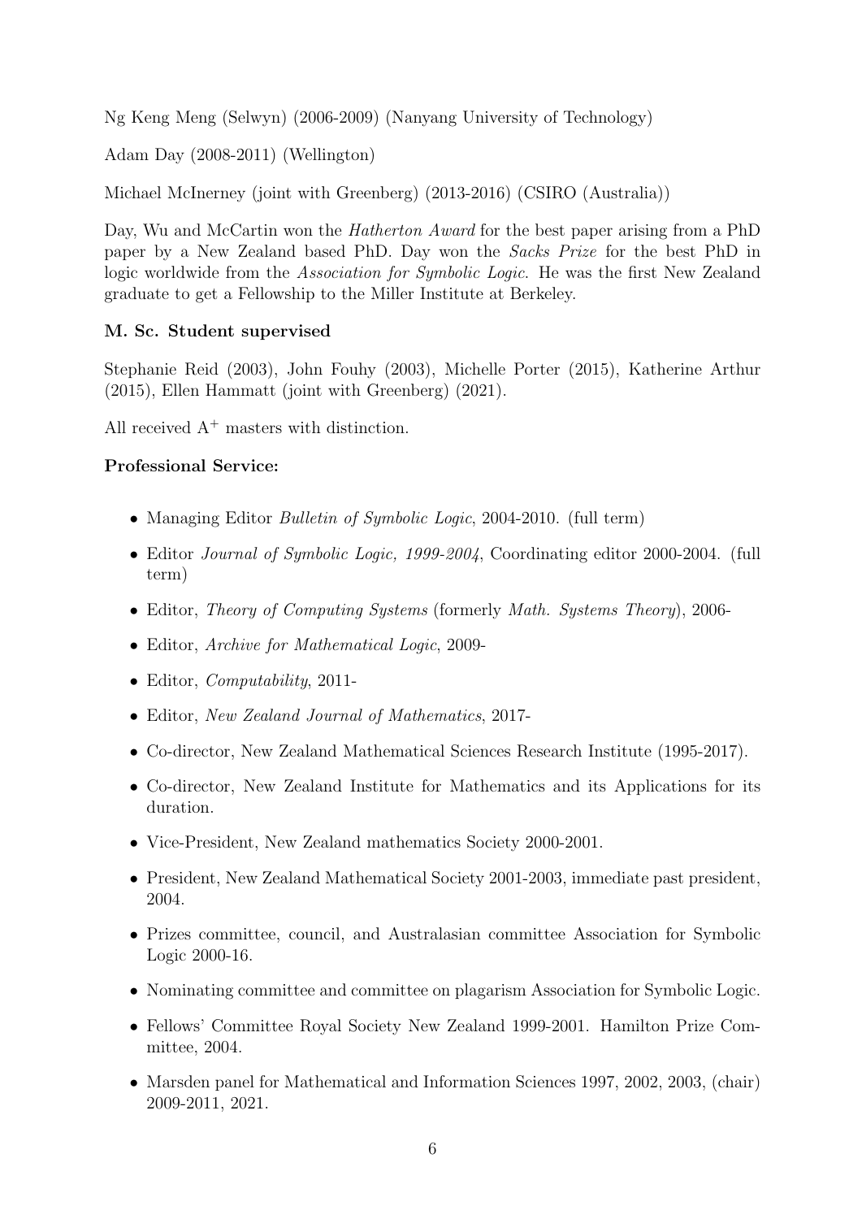Ng Keng Meng (Selwyn) (2006-2009) (Nanyang University of Technology)

Adam Day (2008-2011) (Wellington)

Michael McInerney (joint with Greenberg) (2013-2016) (CSIRO (Australia))

Day, Wu and McCartin won the *Hatherton Award* for the best paper arising from a PhD paper by a New Zealand based PhD. Day won the *Sacks Prize* for the best PhD in logic worldwide from the *Association for Symbolic Logic.* He was the first New Zealand graduate to get a Fellowship to the Miller Institute at Berkeley.

**M. Sc. Student supervised**

Stephanie Reid (2003), John Fouhy (2003), Michelle Porter (2015), Katherine Arthur (2015), Ellen Hammatt (joint with Greenberg) (2021).

All received $A^+$ masters with distinction.

**Professional Service:**

- Managing Editor *Bulletin of Symbolic Logic*, 2004-2010. (full term)
- Editor *Journal of Symbolic Logic, 1999-2004*, Coordinating editor 2000-2004. (full term)
- Editor, *Theory of Computing Systems* (formerly *Math. Systems Theory*), 2006-
- Editor, *Archive for Mathematical Logic*, 2009-
- Editor, *Computability*, 2011-
- Editor, *New Zealand Journal of Mathematics*, 2017-
- Co-director, New Zealand Mathematical Sciences Research Institute (1995-2017).
- Co-director, New Zealand Institute for Mathematics and its Applications for its duration.
- Vice-President, New Zealand mathematics Society 2000-2001.
- President, New Zealand Mathematical Society 2001-2003, immediate past president, 2004.
- Prizes committee, council, and Australasian committee Association for Symbolic Logic 2000-16.
- Nominating committee and committee on plagarism Association for Symbolic Logic.
- Fellows' Committee Royal Society New Zealand 1999-2001. Hamilton Prize Committee, 2004.
- Marsden panel for Mathematical and Information Sciences 1997, 2002, 2003, (chair) 2009-2011, 2021.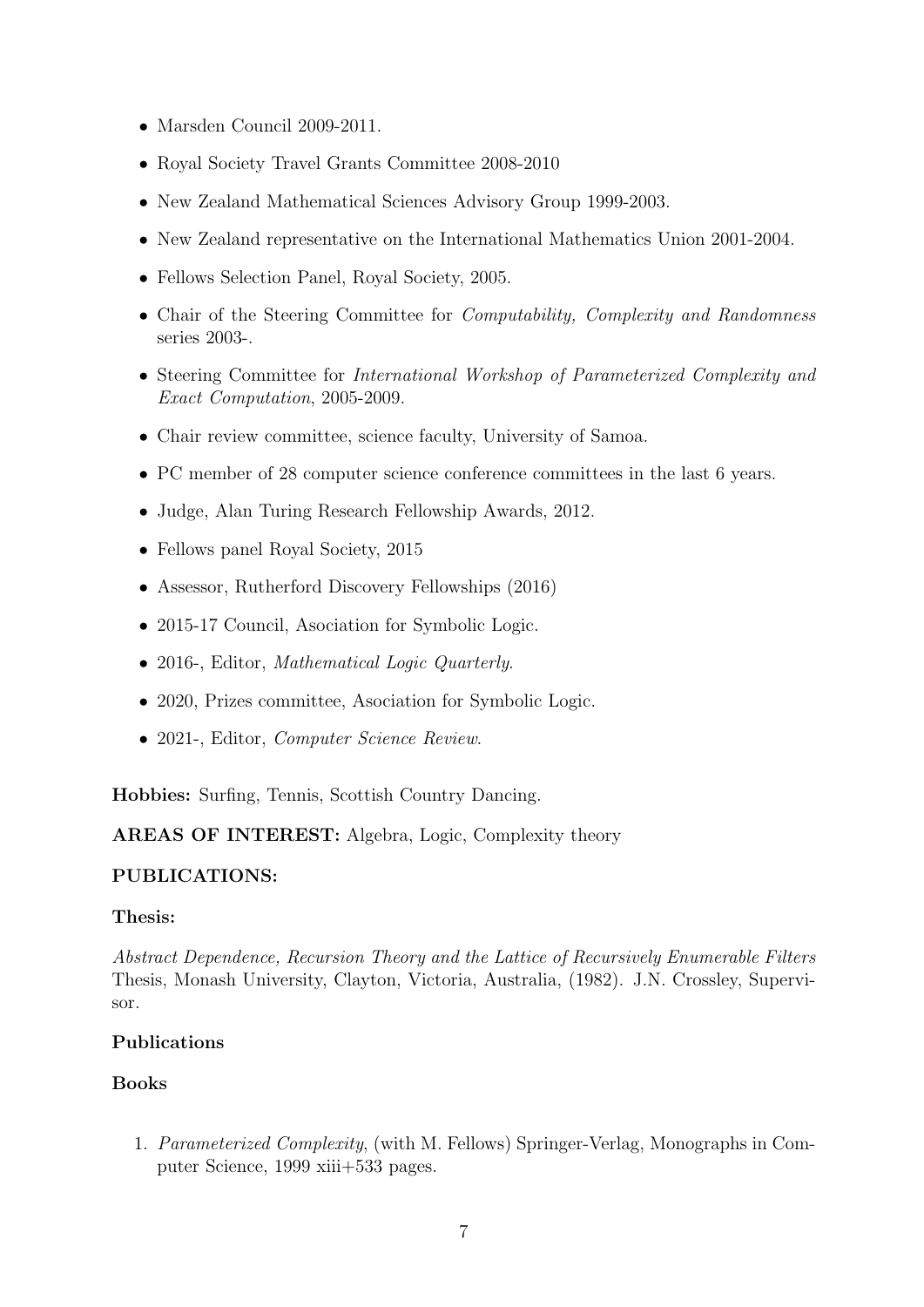- Marsden Council 2009-2011.
- Royal Society Travel Grants Committee 2008-2010
- New Zealand Mathematical Sciences Advisory Group 1999-2003.
- New Zealand representative on the International Mathematics Union 2001-2004.
- Fellows Selection Panel, Royal Society, 2005.
- Chair of the Steering Committee for *Computability, Complexity and Randomness* series 2003-.
- Steering Committee for *International Workshop of Parameterized Complexity and Exact Computation*, 2005-2009.
- Chair review committee, science faculty, University of Samoa.
- PC member of 28 computer science conference committees in the last 6 years.
- Judge, Alan Turing Research Fellowship Awards, 2012.
- Fellows panel Royal Society, 2015
- Assessor, Rutherford Discovery Fellowships (2016)
- 2015-17 Council, Asociation for Symbolic Logic.
- 2016-, Editor, *Mathematical Logic Quarterly*.
- 2020, Prizes committee, Asociation for Symbolic Logic.
- 2021-, Editor, *Computer Science Review*.

**Hobbies:** Surfing, Tennis, Scottish Country Dancing.

**AREAS OF INTEREST:** Algebra, Logic, Complexity theory

**PUBLICATIONS:**

**Thesis:**

*Abstract Dependence, Recursion Theory and the Lattice of Recursively Enumerable Filters* Thesis, Monash University, Clayton, Victoria, Australia, (1982). J.N. Crossley, Supervisor.

**Publications**

**Books**

1. *Parameterized Complexity*, (with M. Fellows) Springer-Verlag, Monographs in Computer Science, 1999 xiii+533 pages.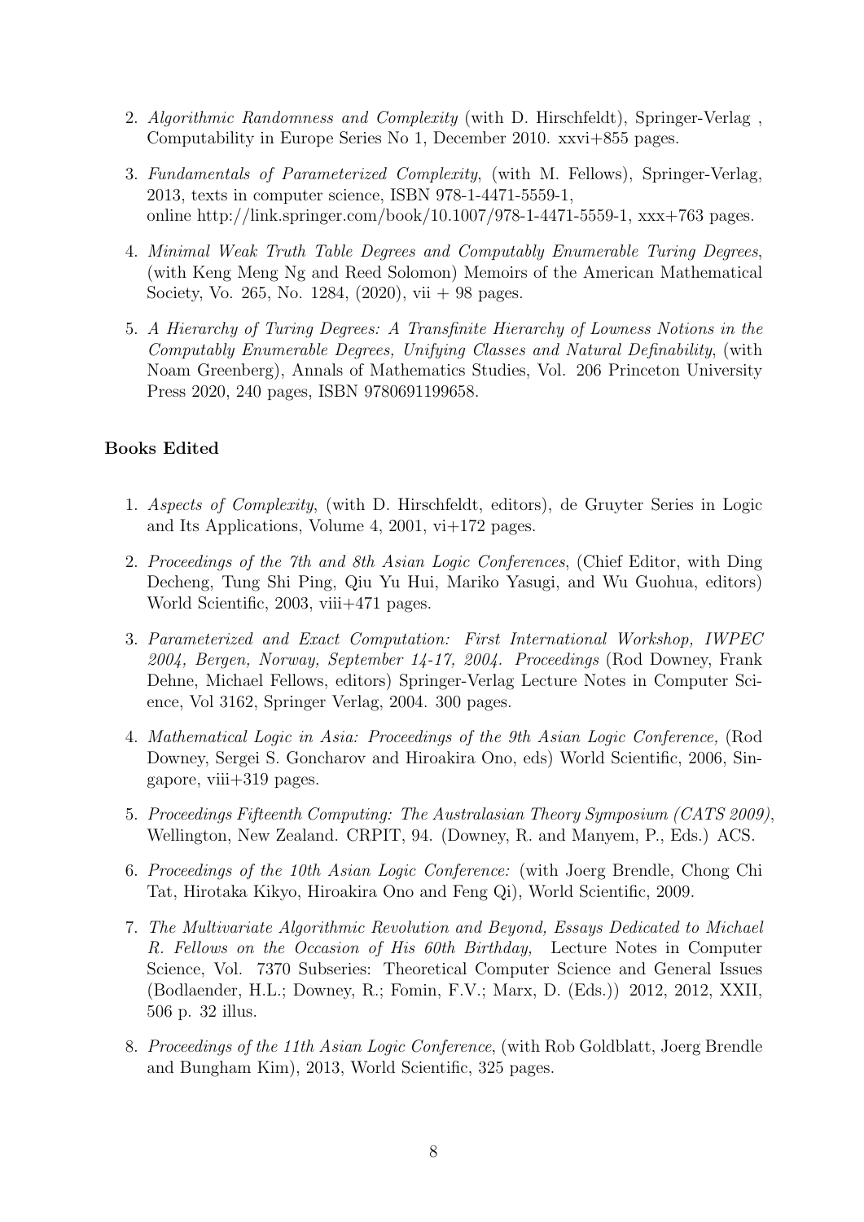2. *Algorithmic Randomness and Complexity* (with D. Hirschfeldt), Springer-Verlag , Computability in Europe Series No 1, December 2010. xxvi+855 pages.

3. *Fundamentals of Parameterized Complexity*, (with M. Fellows), Springer-Verlag, 2013, texts in computer science, ISBN 978-1-4471-5559-1, online http://link.springer.com/book/10.1007/978-1-4471-5559-1, xxx+763 pages.

4. *Minimal Weak Truth Table Degrees and Computably Enumerable Turing Degrees*, (with Keng Meng Ng and Reed Solomon) Memoirs of the American Mathematical Society, Vo. 265, No. 1284, (2020), vii + 98 pages.

5. *A Hierarchy of Turing Degrees: A Transfinite Hierarchy of Lowness Notions in the Computably Enumerable Degrees, Unifying Classes and Natural Definability*, (with Noam Greenberg), Annals of Mathematics Studies, Vol. 206 Princeton University Press 2020, 240 pages, ISBN 9780691199658.

**Books Edited**

1. *Aspects of Complexity*, (with D. Hirschfeldt, editors), de Gruyter Series in Logic and Its Applications, Volume 4, 2001, vi+172 pages.

2. *Proceedings of the 7th and 8th Asian Logic Conferences*, (Chief Editor, with Ding Decheng, Tung Shi Ping, Qiu Yu Hui, Mariko Yasugi, and Wu Guohua, editors) World Scientific, 2003, viii+471 pages.

3. *Parameterized and Exact Computation: First International Workshop, IWPEC 2004, Bergen, Norway, September 14-17, 2004. Proceedings* (Rod Downey, Frank Dehne, Michael Fellows, editors) Springer-Verlag Lecture Notes in Computer Science, Vol 3162, Springer Verlag, 2004. 300 pages.

4. *Mathematical Logic in Asia: Proceedings of the 9th Asian Logic Conference,* (Rod Downey, Sergei S. Goncharov and Hiroakira Ono, eds) World Scientific, 2006, Singapore, viii+319 pages.

5. *Proceedings Fifteenth Computing: The Australasian Theory Symposium (CATS 2009)*, Wellington, New Zealand. CRPIT, 94. (Downey, R. and Manyem, P., Eds.) ACS.

6. *Proceedings of the 10th Asian Logic Conference:* (with Joerg Brendle, Chong Chi Tat, Hirotaka Kikyo, Hiroakira Ono and Feng Qi), World Scientific, 2009.

7. *The Multivariate Algorithmic Revolution and Beyond, Essays Dedicated to Michael R. Fellows on the Occasion of His 60th Birthday,* Lecture Notes in Computer Science, Vol. 7370 Subseries: Theoretical Computer Science and General Issues (Bodlaender, H.L.; Downey, R.; Fomin, F.V.; Marx, D. (Eds.)) 2012, 2012, XXII, 506 p. 32 illus.

8. *Proceedings of the 11th Asian Logic Conference*, (with Rob Goldblatt, Joerg Brendle and Bungham Kim), 2013, World Scientific, 325 pages.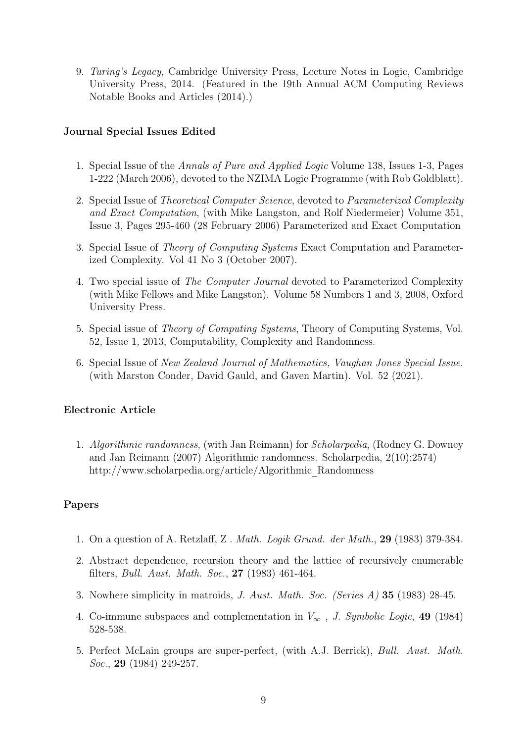9. *Turing's Legacy,* Cambridge University Press, Lecture Notes in Logic, Cambridge University Press, 2014. (Featured in the 19th Annual ACM Computing Reviews Notable Books and Articles (2014).)

### Journal Special Issues Edited

1. Special Issue of the *Annals of Pure and Applied Logic* Volume 138, Issues 1-3, Pages 1-222 (March 2006), devoted to the NZIMA Logic Programme (with Rob Goldblatt).

2. Special Issue of *Theoretical Computer Science*, devoted to *Parameterized Complexity and Exact Computation*, (with Mike Langston, and Rolf Niedermeier) Volume 351, Issue 3, Pages 295-460 (28 February 2006) Parameterized and Exact Computation

3. Special Issue of *Theory of Computing Systems* Exact Computation and Parameterized Complexity. Vol 41 No 3 (October 2007).

4. Two special issue of *The Computer Journal* devoted to Parameterized Complexity (with Mike Fellows and Mike Langston). Volume 58 Numbers 1 and 3, 2008, Oxford University Press.

5. Special issue of *Theory of Computing Systems*, Theory of Computing Systems, Vol. 52, Issue 1, 2013, Computability, Complexity and Randomness.

6. Special Issue of *New Zealand Journal of Mathematics, Vaughan Jones Special Issue.* (with Marston Conder, David Gauld, and Gaven Martin). Vol. 52 (2021).

### Electronic Article

1. *Algorithmic randomness*, (with Jan Reimann) for *Scholarpedia*, (Rodney G. Downey and Jan Reimann (2007) Algorithmic randomness. Scholarpedia, 2(10):2574) http://www.scholarpedia.org/article/Algorithmic_Randomness

### Papers

1. On a question of A. Retzlaff, Z . *Math. Logik Grund. der Math.*, **29** (1983) 379-384.

2. Abstract dependence, recursion theory and the lattice of recursively enumerable filters, *Bull. Aust. Math. Soc.*, **27** (1983) 461-464.

3. Nowhere simplicity in matroids, *J. Aust. Math. Soc. (Series A)* **35** (1983) 28-45.

4. Co-immune subspaces and complementation in $V_\infty$ , *J. Symbolic Logic*, **49** (1984) 528-538.

5. Perfect McLain groups are super-perfect, (with A.J. Berrick), *Bull. Aust. Math. Soc.*, **29** (1984) 249-257.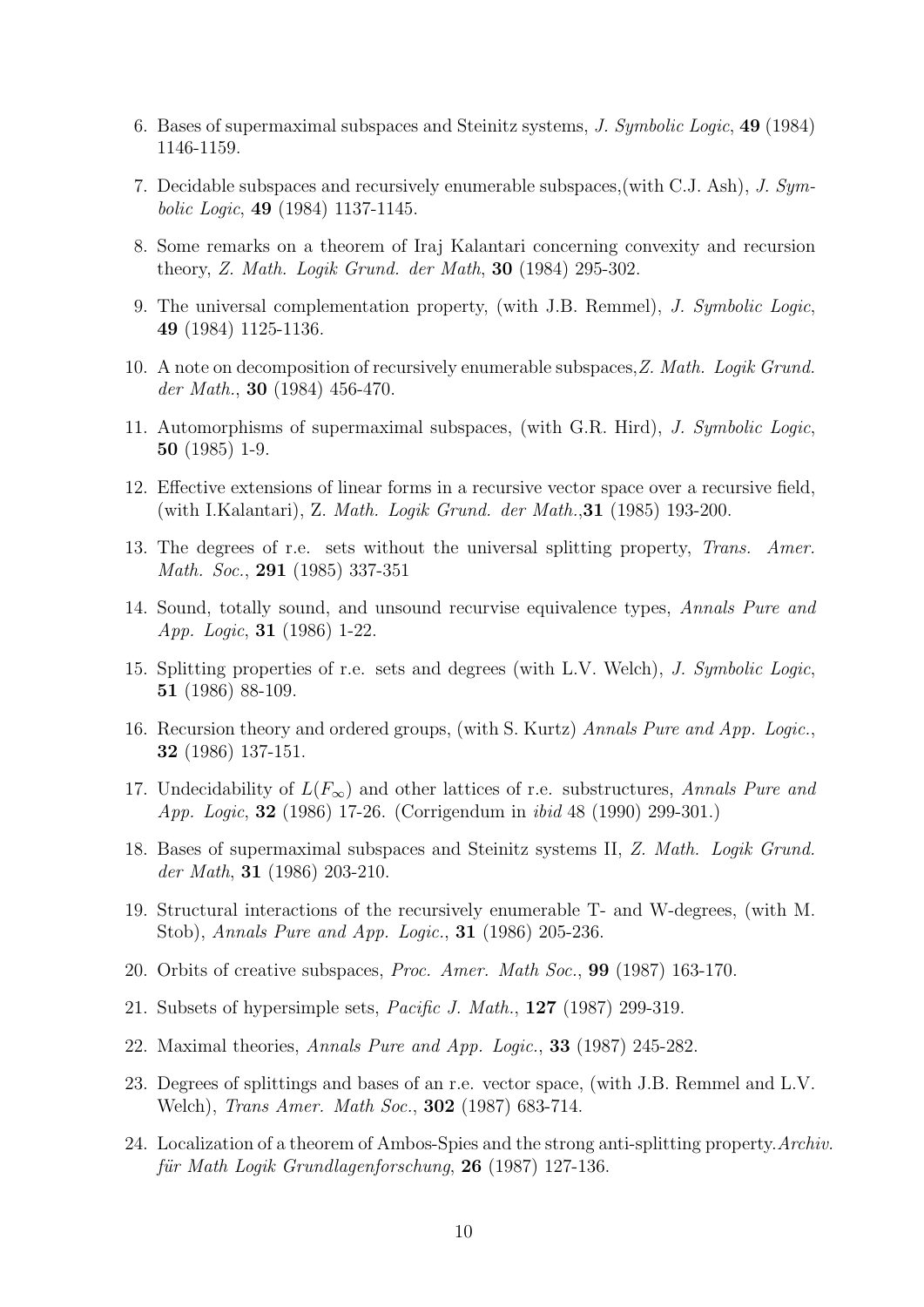6. Bases of supermaximal subspaces and Steinitz systems, *J. Symbolic Logic*, **49** (1984) 1146-1159.

7. Decidable subspaces and recursively enumerable subspaces,(with C.J. Ash), *J. Symbolic Logic*, **49** (1984) 1137-1145.

8. Some remarks on a theorem of Iraj Kalantari concerning convexity and recursion theory, *Z. Math. Logik Grund. der Math*, **30** (1984) 295-302.

9. The universal complementation property, (with J.B. Remmel), *J. Symbolic Logic*, **49** (1984) 1125-1136.

10. A note on decomposition of recursively enumerable subspaces,*Z. Math. Logik Grund. der Math.*, **30** (1984) 456-470.

11. Automorphisms of supermaximal subspaces, (with G.R. Hird), *J. Symbolic Logic*, **50** (1985) 1-9.

12. Effective extensions of linear forms in a recursive vector space over a recursive field, (with I.Kalantari), Z. *Math. Logik Grund. der Math.*,**31** (1985) 193-200.

13. The degrees of r.e. sets without the universal splitting property, *Trans. Amer. Math. Soc.*, **291** (1985) 337-351

14. Sound, totally sound, and unsound recurvise equivalence types, *Annals Pure and App. Logic*, **31** (1986) 1-22.

15. Splitting properties of r.e. sets and degrees (with L.V. Welch), *J. Symbolic Logic*, **51** (1986) 88-109.

16. Recursion theory and ordered groups, (with S. Kurtz) *Annals Pure and App. Logic.*, **32** (1986) 137-151.

17. Undecidability of $L(F_\infty)$ and other lattices of r.e. substructures, *Annals Pure and App. Logic*, **32** (1986) 17-26. (Corrigendum in *ibid* 48 (1990) 299-301.)

18. Bases of supermaximal subspaces and Steinitz systems II, *Z. Math. Logik Grund. der Math*, **31** (1986) 203-210.

19. Structural interactions of the recursively enumerable T- and W-degrees, (with M. Stob), *Annals Pure and App. Logic.*, **31** (1986) 205-236.

20. Orbits of creative subspaces, *Proc. Amer. Math Soc.*, **99** (1987) 163-170.

21. Subsets of hypersimple sets, *Pacific J. Math.*, **127** (1987) 299-319.

22. Maximal theories, *Annals Pure and App. Logic.*, **33** (1987) 245-282.

23. Degrees of splittings and bases of an r.e. vector space, (with J.B. Remmel and L.V. Welch), *Trans Amer. Math Soc.*, **302** (1987) 683-714.

24. Localization of a theorem of Ambos-Spies and the strong anti-splitting property.*Archiv. für Math Logik Grundlagenforschung*, **26** (1987) 127-136.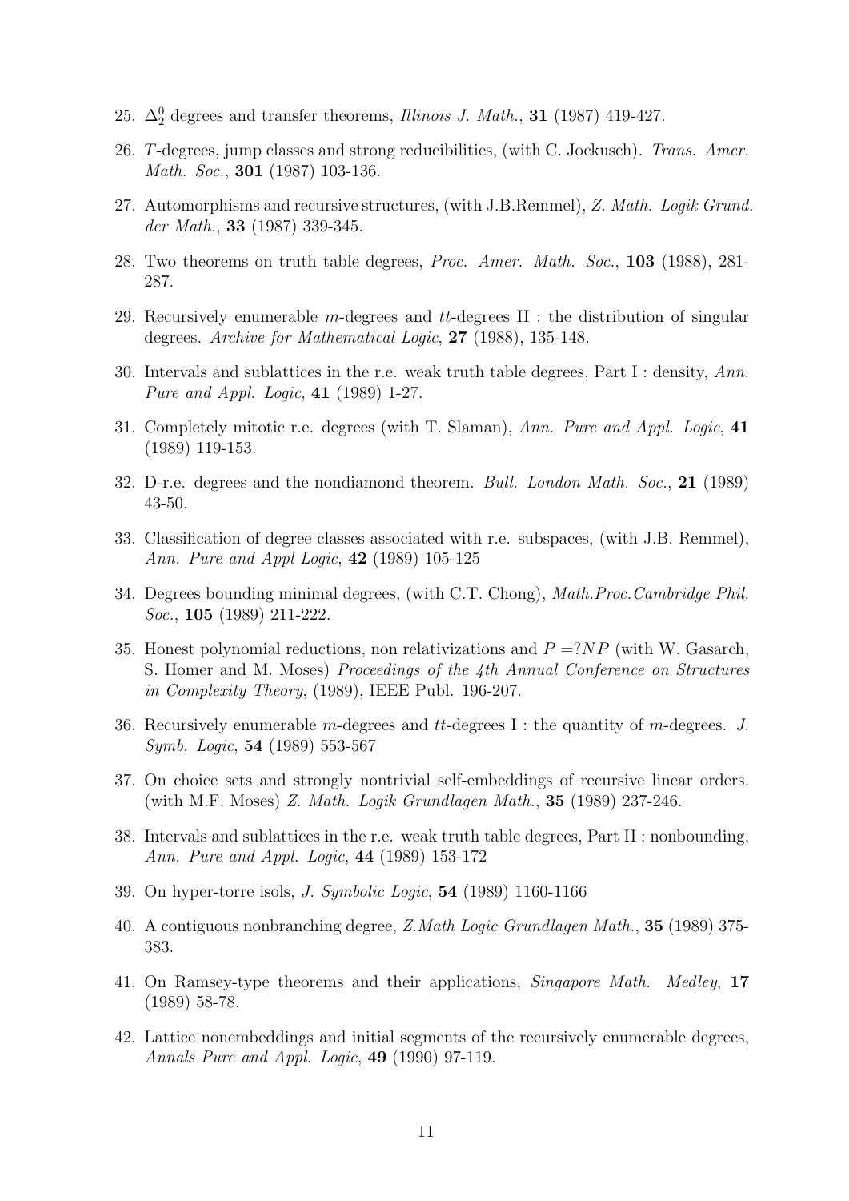25. $\Delta_2^0$ degrees and transfer theorems, *Illinois J. Math.*, **31** (1987) 419-427.

26. $T$-degrees, jump classes and strong reducibilities, (with C. Jockusch). *Trans. Amer. Math. Soc.*, **301** (1987) 103-136.

27. Automorphisms and recursive structures, (with J.B.Remmel), *Z. Math. Logik Grund. der Math.*, **33** (1987) 339-345.

28. Two theorems on truth table degrees, *Proc. Amer. Math. Soc.*, **103** (1988), 281-287.

29. Recursively enumerable $m$-degrees and $tt$-degrees II : the distribution of singular degrees. *Archive for Mathematical Logic*, **27** (1988), 135-148.

30. Intervals and sublattices in the r.e. weak truth table degrees, Part I : density, *Ann. Pure and Appl. Logic*, **41** (1989) 1-27.

31. Completely mitotic r.e. degrees (with T. Slaman), *Ann. Pure and Appl. Logic*, **41** (1989) 119-153.

32. D-r.e. degrees and the nondiamond theorem. *Bull. London Math. Soc.*, **21** (1989) 43-50.

33. Classification of degree classes associated with r.e. subspaces, (with J.B. Remmel), *Ann. Pure and Appl Logic*, **42** (1989) 105-125

34. Degrees bounding minimal degrees, (with C.T. Chong), *Math.Proc.Cambridge Phil. Soc.*, **105** (1989) 211-222.

35. Honest polynomial reductions, non relativizations and $P = ?NP$ (with W. Gasarch, S. Homer and M. Moses) *Proceedings of the 4th Annual Conference on Structures in Complexity Theory*, (1989), IEEE Publ. 196-207.

36. Recursively enumerable $m$-degrees and $tt$-degrees I : the quantity of $m$-degrees. *J. Symb. Logic*, **54** (1989) 553-567

37. On choice sets and strongly nontrivial self-embeddings of recursive linear orders. (with M.F. Moses) *Z. Math. Logik Grundlagen Math.*, **35** (1989) 237-246.

38. Intervals and sublattices in the r.e. weak truth table degrees, Part II : nonbounding, *Ann. Pure and Appl. Logic*, **44** (1989) 153-172

39. On hyper-torre isols, *J. Symbolic Logic*, **54** (1989) 1160-1166

40. A contiguous nonbranching degree, *Z.Math Logic Grundlagen Math.*, **35** (1989) 375-383.

41. On Ramsey-type theorems and their applications, *Singapore Math. Medley*, **17** (1989) 58-78.

42. Lattice nonembeddings and initial segments of the recursively enumerable degrees, *Annals Pure and Appl. Logic*, **49** (1990) 97-119.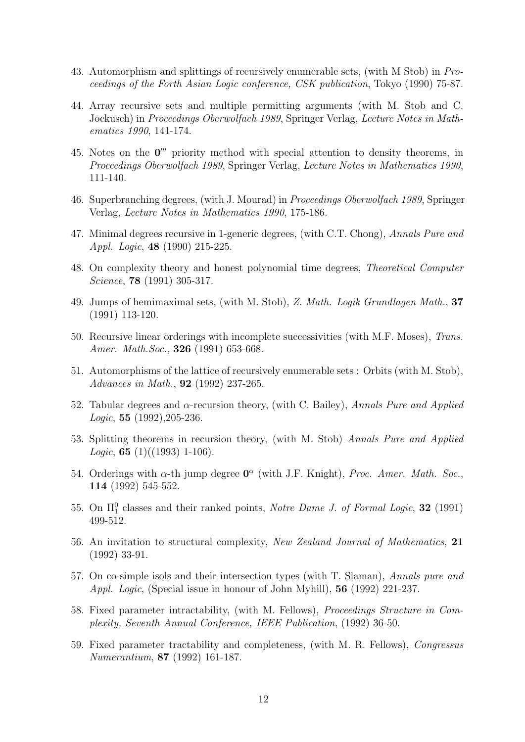43. Automorphism and splittings of recursively enumerable sets, (with M Stob) in *Proceedings of the Forth Asian Logic conference, CSK publication*, Tokyo (1990) 75-87.

44. Array recursive sets and multiple permitting arguments (with M. Stob and C. Jockusch) in *Proceedings Oberwolfach 1989*, Springer Verlag, *Lecture Notes in Mathematics 1990*, 141-174.

45. Notes on the $\mathbf{0}'''$ priority method with special attention to density theorems, in *Proceedings Oberwolfach 1989*, Springer Verlag, *Lecture Notes in Mathematics 1990*, 111-140.

46. Superbranching degrees, (with J. Mourad) in *Proceedings Oberwolfach 1989*, Springer Verlag, *Lecture Notes in Mathematics 1990*, 175-186.

47. Minimal degrees recursive in 1-generic degrees, (with C.T. Chong), *Annals Pure and Appl. Logic*, **48** (1990) 215-225.

48. On complexity theory and honest polynomial time degrees, *Theoretical Computer Science*, **78** (1991) 305-317.

49. Jumps of hemimaximal sets, (with M. Stob), *Z. Math. Logik Grundlagen Math.*, **37** (1991) 113-120.

50. Recursive linear orderings with incomplete successivities (with M.F. Moses), *Trans. Amer. Math.Soc.*, **326** (1991) 653-668.

51. Automorphisms of the lattice of recursively enumerable sets : Orbits (with M. Stob), *Advances in Math.*, **92** (1992) 237-265.

52. Tabular degrees and $\alpha$-recursion theory, (with C. Bailey), *Annals Pure and Applied Logic*, **55** (1992),205-236.

53. Splitting theorems in recursion theory, (with M. Stob) *Annals Pure and Applied Logic*, **65** (1)((1993) 1-106).

54. Orderings with $\alpha$-th jump degree $\mathbf{0}^{\alpha}$ (with J.F. Knight), *Proc. Amer. Math. Soc.*, **114** (1992) 545-552.

55. On $\Pi^0_1$ classes and their ranked points, *Notre Dame J. of Formal Logic*, **32** (1991) 499-512.

56. An invitation to structural complexity, *New Zealand Journal of Mathematics*, **21** (1992) 33-91.

57. On co-simple isols and their intersection types (with T. Slaman), *Annals pure and Appl. Logic*, (Special issue in honour of John Myhill), **56** (1992) 221-237.

58. Fixed parameter intractability, (with M. Fellows), *Proceedings Structure in Complexity, Seventh Annual Conference, IEEE Publication*, (1992) 36-50.

59. Fixed parameter tractability and completeness, (with M. R. Fellows), *Congressus Numerantium*, **87** (1992) 161-187.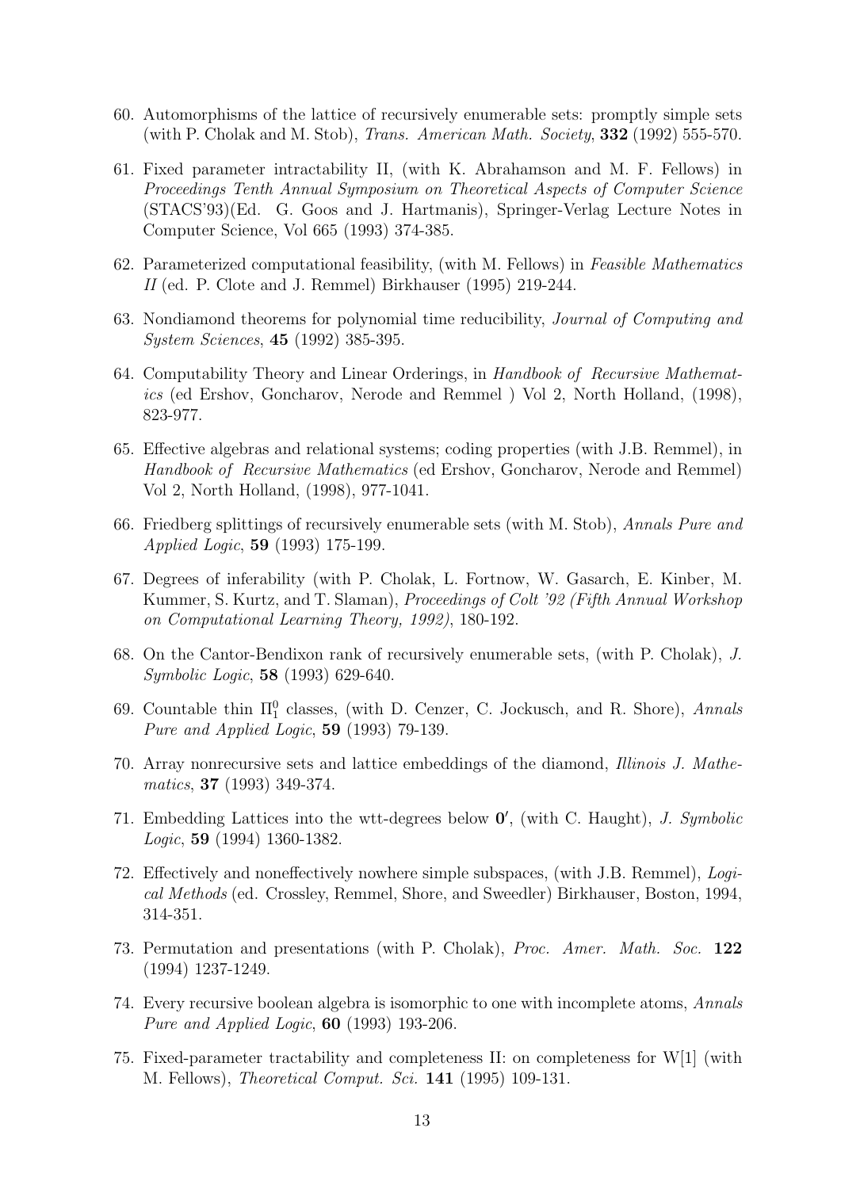60. Automorphisms of the lattice of recursively enumerable sets: promptly simple sets (with P. Cholak and M. Stob), *Trans. American Math. Society*, **332** (1992) 555-570.

61. Fixed parameter intractability II, (with K. Abrahamson and M. F. Fellows) in *Proceedings Tenth Annual Symposium on Theoretical Aspects of Computer Science* (STACS'93)(Ed. G. Goos and J. Hartmanis), Springer-Verlag Lecture Notes in Computer Science, Vol 665 (1993) 374-385.

62. Parameterized computational feasibility, (with M. Fellows) in *Feasible Mathematics II* (ed. P. Clote and J. Remmel) Birkhauser (1995) 219-244.

63. Nondiamond theorems for polynomial time reducibility, *Journal of Computing and System Sciences*, **45** (1992) 385-395.

64. Computability Theory and Linear Orderings, in *Handbook of Recursive Mathematics* (ed Ershov, Goncharov, Nerode and Remmel ) Vol 2, North Holland, (1998), 823-977.

65. Effective algebras and relational systems; coding properties (with J.B. Remmel), in *Handbook of Recursive Mathematics* (ed Ershov, Goncharov, Nerode and Remmel) Vol 2, North Holland, (1998), 977-1041.

66. Friedberg splittings of recursively enumerable sets (with M. Stob), *Annals Pure and Applied Logic*, **59** (1993) 175-199.

67. Degrees of inferability (with P. Cholak, L. Fortnow, W. Gasarch, E. Kinber, M. Kummer, S. Kurtz, and T. Slaman), *Proceedings of Colt '92 (Fifth Annual Workshop on Computational Learning Theory, 1992)*, 180-192.

68. On the Cantor-Bendixon rank of recursively enumerable sets, (with P. Cholak), *J. Symbolic Logic*, **58** (1993) 629-640.

69. Countable thin $\Pi^0_1$ classes, (with D. Cenzer, C. Jockusch, and R. Shore), *Annals Pure and Applied Logic*, **59** (1993) 79-139.

70. Array nonrecursive sets and lattice embeddings of the diamond, *Illinois J. Mathematics*, **37** (1993) 349-374.

71. Embedding Lattices into the wtt-degrees below $\mathbf{0}'$, (with C. Haught), *J. Symbolic Logic*, **59** (1994) 1360-1382.

72. Effectively and noneffectively nowhere simple subspaces, (with J.B. Remmel), *Logical Methods* (ed. Crossley, Remmel, Shore, and Sweedler) Birkhauser, Boston, 1994, 314-351.

73. Permutation and presentations (with P. Cholak), *Proc. Amer. Math. Soc.* **122** (1994) 1237-1249.

74. Every recursive boolean algebra is isomorphic to one with incomplete atoms, *Annals Pure and Applied Logic*, **60** (1993) 193-206.

75. Fixed-parameter tractability and completeness II: on completeness for W[1] (with M. Fellows), *Theoretical Comput. Sci.* **141** (1995) 109-131.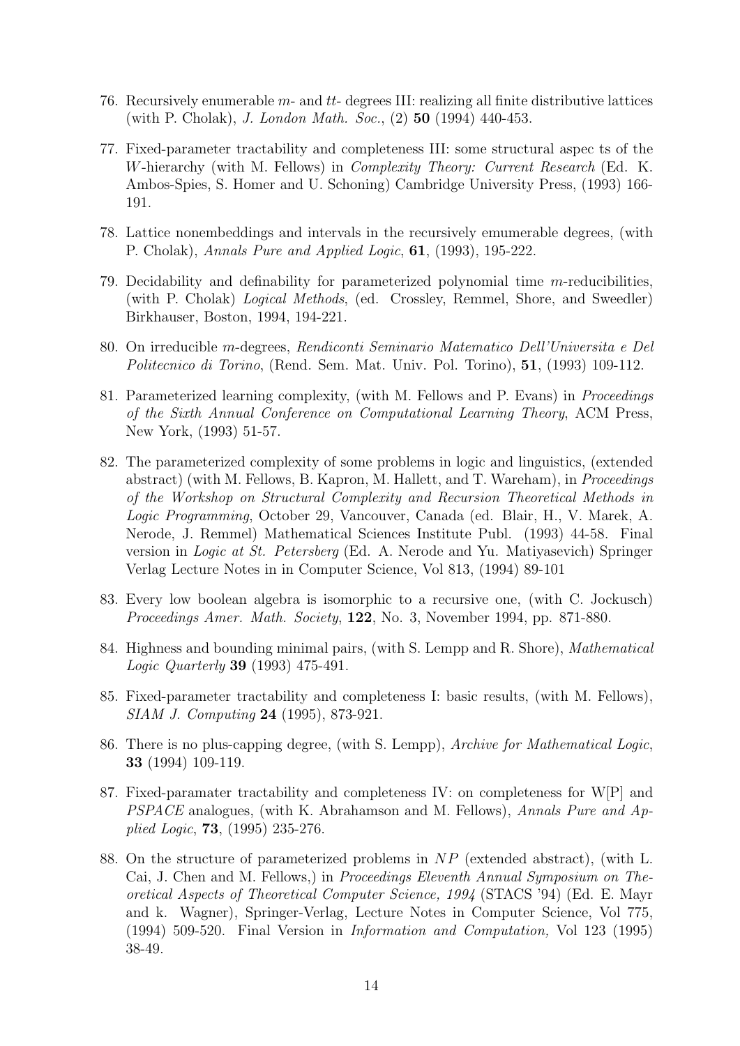76. Recursively enumerable $m$- and $tt$- degrees III: realizing all finite distributive lattices (with P. Cholak), *J. London Math. Soc.*, (2) **50** (1994) 440-453.

77. Fixed-parameter tractability and completeness III: some structural aspec ts of the $W$-hierarchy (with M. Fellows) in *Complexity Theory: Current Research* (Ed. K. Ambos-Spies, S. Homer and U. Schoning) Cambridge University Press, (1993) 166-191.

78. Lattice nonembeddings and intervals in the recursively emumerable degrees, (with P. Cholak), *Annals Pure and Applied Logic*, **61**, (1993), 195-222.

79. Decidability and definability for parameterized polynomial time $m$-reducibilities, (with P. Cholak) *Logical Methods*, (ed. Crossley, Remmel, Shore, and Sweedler) Birkhauser, Boston, 1994, 194-221.

80. On irreducible $m$-degrees, *Rendiconti Seminario Matematico Dell'Universita e Del Politecnico di Torino*, (Rend. Sem. Mat. Univ. Pol. Torino), **51**, (1993) 109-112.

81. Parameterized learning complexity, (with M. Fellows and P. Evans) in *Proceedings of the Sixth Annual Conference on Computational Learning Theory*, ACM Press, New York, (1993) 51-57.

82. The parameterized complexity of some problems in logic and linguistics, (extended abstract) (with M. Fellows, B. Kapron, M. Hallett, and T. Wareham), in *Proceedings of the Workshop on Structural Complexity and Recursion Theoretical Methods in Logic Programming*, October 29, Vancouver, Canada (ed. Blair, H., V. Marek, A. Nerode, J. Remmel) Mathematical Sciences Institute Publ. (1993) 44-58. Final version in *Logic at St. Petersberg* (Ed. A. Nerode and Yu. Matiyasevich) Springer Verlag Lecture Notes in in Computer Science, Vol 813, (1994) 89-101

83. Every low boolean algebra is isomorphic to a recursive one, (with C. Jockusch) *Proceedings Amer. Math. Society*, **122**, No. 3, November 1994, pp. 871-880.

84. Highness and bounding minimal pairs, (with S. Lempp and R. Shore), *Mathematical Logic Quarterly* **39** (1993) 475-491.

85. Fixed-parameter tractability and completeness I: basic results, (with M. Fellows), *SIAM J. Computing* **24** (1995), 873-921.

86. There is no plus-capping degree, (with S. Lempp), *Archive for Mathematical Logic*, **33** (1994) 109-119.

87. Fixed-paramater tractability and completeness IV: on completeness for W[P] and *PSPACE* analogues, (with K. Abrahamson and M. Fellows), *Annals Pure and Applied Logic*, **73**, (1995) 235-276.

88. On the structure of parameterized problems in $NP$ (extended abstract), (with L. Cai, J. Chen and M. Fellows,) in *Proceedings Eleventh Annual Symposium on Theoretical Aspects of Theoretical Computer Science, 1994* (STACS '94) (Ed. E. Mayr and k. Wagner), Springer-Verlag, Lecture Notes in Computer Science, Vol 775, (1994) 509-520. Final Version in *Information and Computation,* Vol 123 (1995) 38-49.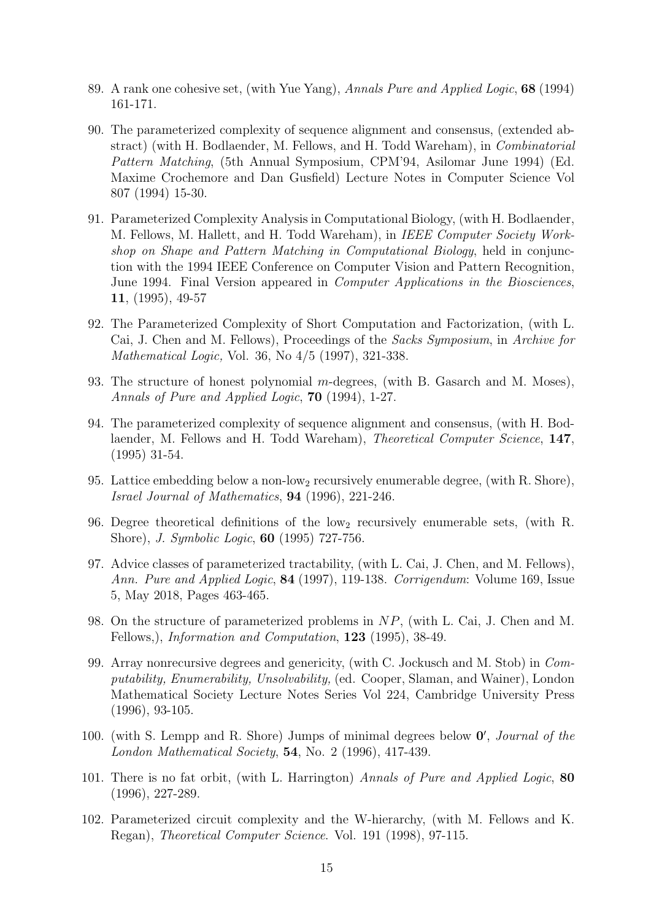89. A rank one cohesive set, (with Yue Yang), *Annals Pure and Applied Logic*, **68** (1994) 161-171.

90. The parameterized complexity of sequence alignment and consensus, (extended abstract) (with H. Bodlaender, M. Fellows, and H. Todd Wareham), in *Combinatorial Pattern Matching*, (5th Annual Symposium, CPM'94, Asilomar June 1994) (Ed. Maxime Crochemore and Dan Gusfield) Lecture Notes in Computer Science Vol 807 (1994) 15-30.

91. Parameterized Complexity Analysis in Computational Biology, (with H. Bodlaender, M. Fellows, M. Hallett, and H. Todd Wareham), in *IEEE Computer Society Workshop on Shape and Pattern Matching in Computational Biology*, held in conjunction with the 1994 IEEE Conference on Computer Vision and Pattern Recognition, June 1994. Final Version appeared in *Computer Applications in the Biosciences*, **11**, (1995), 49-57

92. The Parameterized Complexity of Short Computation and Factorization, (with L. Cai, J. Chen and M. Fellows), Proceedings of the *Sacks Symposium*, in *Archive for Mathematical Logic,* Vol. 36, No 4/5 (1997), 321-338.

93. The structure of honest polynomial $m$-degrees, (with B. Gasarch and M. Moses), *Annals of Pure and Applied Logic*, **70** (1994), 1-27.

94. The parameterized complexity of sequence alignment and consensus, (with H. Bodlaender, M. Fellows and H. Todd Wareham), *Theoretical Computer Science*, **147**, (1995) 31-54.

95. Lattice embedding below a non-low$_2$ recursively enumerable degree, (with R. Shore), *Israel Journal of Mathematics*, **94** (1996), 221-246.

96. Degree theoretical definitions of the low$_2$ recursively enumerable sets, (with R. Shore), *J. Symbolic Logic*, **60** (1995) 727-756.

97. Advice classes of parameterized tractability, (with L. Cai, J. Chen, and M. Fellows), *Ann. Pure and Applied Logic*, **84** (1997), 119-138. *Corrigendum*: Volume 169, Issue 5, May 2018, Pages 463-465.

98. On the structure of parameterized problems in $NP$, (with L. Cai, J. Chen and M. Fellows,), *Information and Computation*, **123** (1995), 38-49.

99. Array nonrecursive degrees and genericity, (with C. Jockusch and M. Stob) in *Computability, Enumerability, Unsolvability,* (ed. Cooper, Slaman, and Wainer), London Mathematical Society Lecture Notes Series Vol 224, Cambridge University Press (1996), 93-105.

100. (with S. Lempp and R. Shore) Jumps of minimal degrees below $\mathbf{0}'$, *Journal of the London Mathematical Society*, **54**, No. 2 (1996), 417-439.

101. There is no fat orbit, (with L. Harrington) *Annals of Pure and Applied Logic*, **80** (1996), 227-289.

102. Parameterized circuit complexity and the W-hierarchy, (with M. Fellows and K. Regan), *Theoretical Computer Science*. Vol. 191 (1998), 97-115.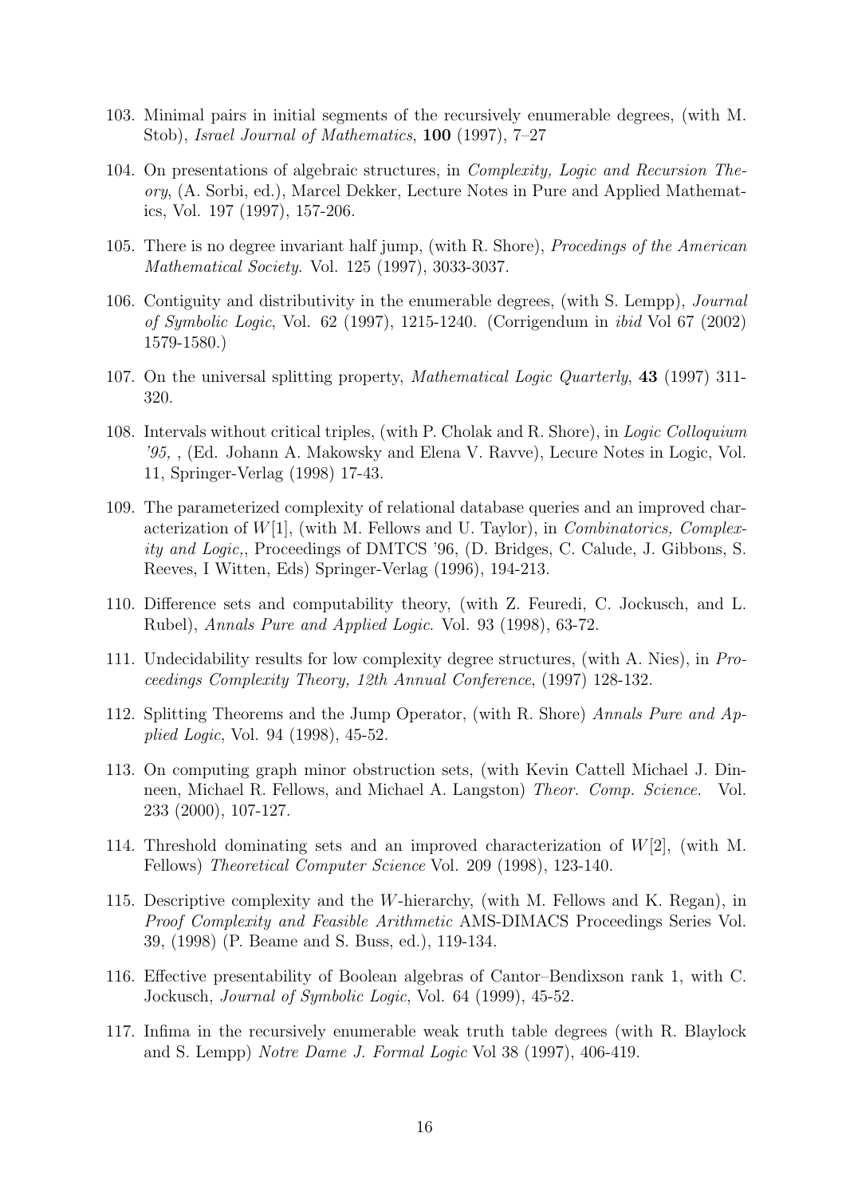103. Minimal pairs in initial segments of the recursively enumerable degrees, (with M. Stob), *Israel Journal of Mathematics*, **100** (1997), 7–27

104. On presentations of algebraic structures, in *Complexity, Logic and Recursion Theory*, (A. Sorbi, ed.), Marcel Dekker, Lecture Notes in Pure and Applied Mathematics, Vol. 197 (1997), 157-206.

105. There is no degree invariant half jump, (with R. Shore), *Procedings of the American Mathematical Society*. Vol. 125 (1997), 3033-3037.

106. Contiguity and distributivity in the enumerable degrees, (with S. Lempp), *Journal of Symbolic Logic*, Vol. 62 (1997), 1215-1240. (Corrigendum in *ibid* Vol 67 (2002) 1579-1580.)

107. On the universal splitting property, *Mathematical Logic Quarterly*, **43** (1997) 311-320.

108. Intervals without critical triples, (with P. Cholak and R. Shore), in *Logic Colloquium '95,* , (Ed. Johann A. Makowsky and Elena V. Ravve), Lecure Notes in Logic, Vol. 11, Springer-Verlag (1998) 17-43.

109. The parameterized complexity of relational database queries and an improved characterization of $W[1]$, (with M. Fellows and U. Taylor), in *Combinatorics, Complexity and Logic,*, Proceedings of DMTCS '96, (D. Bridges, C. Calude, J. Gibbons, S. Reeves, I Witten, Eds) Springer-Verlag (1996), 194-213.

110. Difference sets and computability theory, (with Z. Feuredi, C. Jockusch, and L. Rubel), *Annals Pure and Applied Logic*. Vol. 93 (1998), 63-72.

111. Undecidability results for low complexity degree structures, (with A. Nies), in *Proceedings Complexity Theory, 12th Annual Conference*, (1997) 128-132.

112. Splitting Theorems and the Jump Operator, (with R. Shore) *Annals Pure and Applied Logic*, Vol. 94 (1998), 45-52.

113. On computing graph minor obstruction sets, (with Kevin Cattell Michael J. Dinneen, Michael R. Fellows, and Michael A. Langston) *Theor. Comp. Science.* Vol. 233 (2000), 107-127.

114. Threshold dominating sets and an improved characterization of $W[2]$, (with M. Fellows) *Theoretical Computer Science* Vol. 209 (1998), 123-140.

115. Descriptive complexity and the $W$-hierarchy, (with M. Fellows and K. Regan), in *Proof Complexity and Feasible Arithmetic* AMS-DIMACS Proceedings Series Vol. 39, (1998) (P. Beame and S. Buss, ed.), 119-134.

116. Effective presentability of Boolean algebras of Cantor–Bendixson rank 1, with C. Jockusch, *Journal of Symbolic Logic*, Vol. 64 (1999), 45-52.

117. Infima in the recursively enumerable weak truth table degrees (with R. Blaylock and S. Lempp) *Notre Dame J. Formal Logic* Vol 38 (1997), 406-419.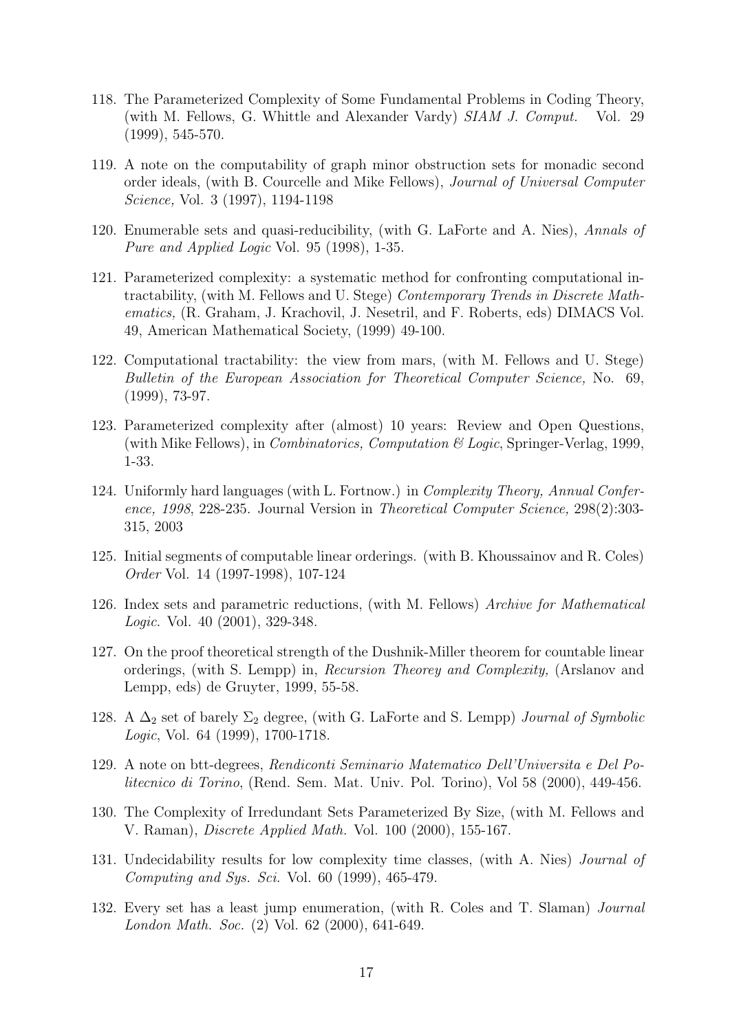118. The Parameterized Complexity of Some Fundamental Problems in Coding Theory, (with M. Fellows, G. Whittle and Alexander Vardy) *SIAM J. Comput.* Vol. 29 (1999), 545-570.

119. A note on the computability of graph minor obstruction sets for monadic second order ideals, (with B. Courcelle and Mike Fellows), *Journal of Universal Computer Science,* Vol. 3 (1997), 1194-1198

120. Enumerable sets and quasi-reducibility, (with G. LaForte and A. Nies), *Annals of Pure and Applied Logic* Vol. 95 (1998), 1-35.

121. Parameterized complexity: a systematic method for confronting computational intractability, (with M. Fellows and U. Stege) *Contemporary Trends in Discrete Mathematics,* (R. Graham, J. Krachovil, J. Nesetril, and F. Roberts, eds) DIMACS Vol. 49, American Mathematical Society, (1999) 49-100.

122. Computational tractability: the view from mars, (with M. Fellows and U. Stege) *Bulletin of the European Association for Theoretical Computer Science,* No. 69, (1999), 73-97.

123. Parameterized complexity after (almost) 10 years: Review and Open Questions, (with Mike Fellows), in *Combinatorics, Computation & Logic*, Springer-Verlag, 1999, 1-33.

124. Uniformly hard languages (with L. Fortnow.) in *Complexity Theory, Annual Conference, 1998*, 228-235. Journal Version in *Theoretical Computer Science,* 298(2):303-315, 2003

125. Initial segments of computable linear orderings. (with B. Khoussainov and R. Coles) *Order* Vol. 14 (1997-1998), 107-124

126. Index sets and parametric reductions, (with M. Fellows) *Archive for Mathematical Logic.* Vol. 40 (2001), 329-348.

127. On the proof theoretical strength of the Dushnik-Miller theorem for countable linear orderings, (with S. Lempp) in, *Recursion Theorey and Complexity,* (Arslanov and Lempp, eds) de Gruyter, 1999, 55-58.

128. A $\Delta_2$ set of barely $\Sigma_2$ degree, (with G. LaForte and S. Lempp) *Journal of Symbolic Logic*, Vol. 64 (1999), 1700-1718.

129. A note on btt-degrees, *Rendiconti Seminario Matematico Dell'Universita e Del Politecnico di Torino*, (Rend. Sem. Mat. Univ. Pol. Torino), Vol 58 (2000), 449-456.

130. The Complexity of Irredundant Sets Parameterized By Size, (with M. Fellows and V. Raman), *Discrete Applied Math.* Vol. 100 (2000), 155-167.

131. Undecidability results for low complexity time classes, (with A. Nies) *Journal of Computing and Sys. Sci.* Vol. 60 (1999), 465-479.

132. Every set has a least jump enumeration, (with R. Coles and T. Slaman) *Journal London Math. Soc.* (2) Vol. 62 (2000), 641-649.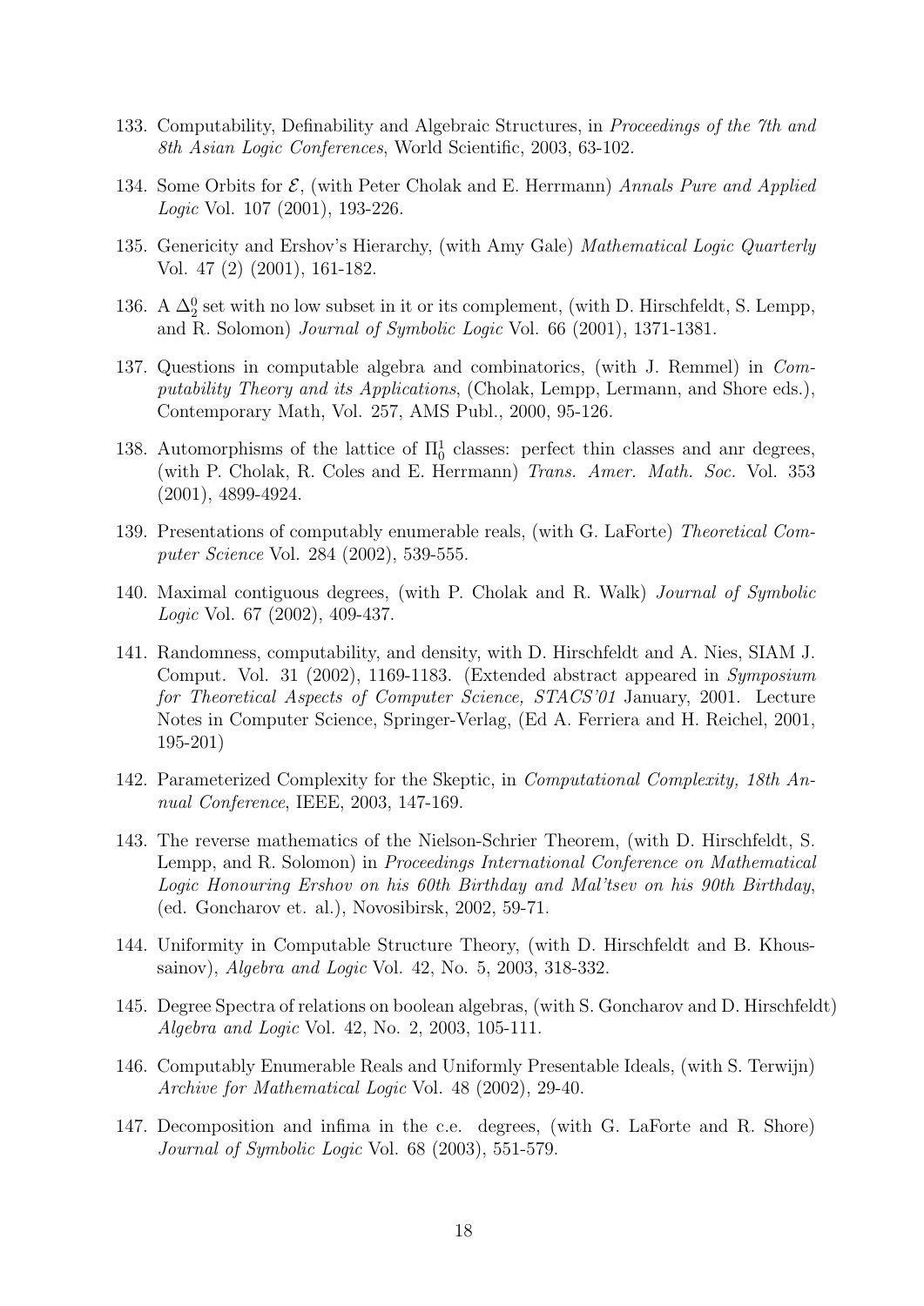133. Computability, Definability and Algebraic Structures, in *Proceedings of the 7th and 8th Asian Logic Conferences*, World Scientific, 2003, 63-102.

134. Some Orbits for $\mathcal{E}$, (with Peter Cholak and E. Herrmann) *Annals Pure and Applied Logic* Vol. 107 (2001), 193-226.

135. Genericity and Ershov's Hierarchy, (with Amy Gale) *Mathematical Logic Quarterly* Vol. 47 (2) (2001), 161-182.

136. A $\Delta_2^0$ set with no low subset in it or its complement, (with D. Hirschfeldt, S. Lempp, and R. Solomon) *Journal of Symbolic Logic* Vol. 66 (2001), 1371-1381.

137. Questions in computable algebra and combinatorics, (with J. Remmel) in *Computability Theory and its Applications*, (Cholak, Lempp, Lermann, and Shore eds.), Contemporary Math, Vol. 257, AMS Publ., 2000, 95-126.

138. Automorphisms of the lattice of $\Pi_0^1$ classes: perfect thin classes and anr degrees, (with P. Cholak, R. Coles and E. Herrmann) *Trans. Amer. Math. Soc.* Vol. 353 (2001), 4899-4924.

139. Presentations of computably enumerable reals, (with G. LaForte) *Theoretical Computer Science* Vol. 284 (2002), 539-555.

140. Maximal contiguous degrees, (with P. Cholak and R. Walk) *Journal of Symbolic Logic* Vol. 67 (2002), 409-437.

141. Randomness, computability, and density, with D. Hirschfeldt and A. Nies, SIAM J. Comput. Vol. 31 (2002), 1169-1183. (Extended abstract appeared in *Symposium for Theoretical Aspects of Computer Science, STACS'01* January, 2001. Lecture Notes in Computer Science, Springer-Verlag, (Ed A. Ferriera and H. Reichel, 2001, 195-201)

142. Parameterized Complexity for the Skeptic, in *Computational Complexity, 18th Annual Conference*, IEEE, 2003, 147-169.

143. The reverse mathematics of the Nielson-Schrier Theorem, (with D. Hirschfeldt, S. Lempp, and R. Solomon) in *Proceedings International Conference on Mathematical Logic Honouring Ershov on his 60th Birthday and Mal'tsev on his 90th Birthday*, (ed. Goncharov et. al.), Novosibirsk, 2002, 59-71.

144. Uniformity in Computable Structure Theory, (with D. Hirschfeldt and B. Khoussainov), *Algebra and Logic* Vol. 42, No. 5, 2003, 318-332.

145. Degree Spectra of relations on boolean algebras, (with S. Goncharov and D. Hirschfeldt) *Algebra and Logic* Vol. 42, No. 2, 2003, 105-111.

146. Computably Enumerable Reals and Uniformly Presentable Ideals, (with S. Terwijn) *Archive for Mathematical Logic* Vol. 48 (2002), 29-40.

147. Decomposition and infima in the c.e. degrees, (with G. LaForte and R. Shore) *Journal of Symbolic Logic* Vol. 68 (2003), 551-579.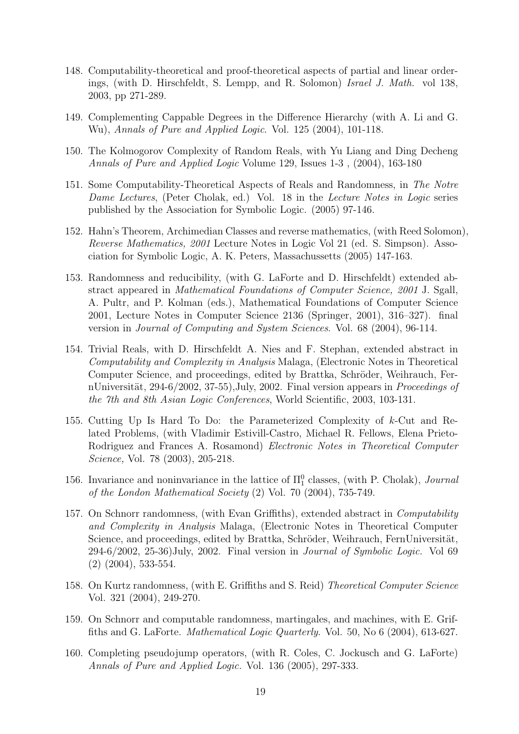148. Computability-theoretical and proof-theoretical aspects of partial and linear orderings, (with D. Hirschfeldt, S. Lempp, and R. Solomon) *Israel J. Math.* vol 138, 2003, pp 271-289.

149. Complementing Cappable Degrees in the Difference Hierarchy (with A. Li and G. Wu), *Annals of Pure and Applied Logic*. Vol. 125 (2004), 101-118.

150. The Kolmogorov Complexity of Random Reals, with Yu Liang and Ding Decheng *Annals of Pure and Applied Logic* Volume 129, Issues 1-3 , (2004), 163-180

151. Some Computability-Theoretical Aspects of Reals and Randomness, in *The Notre Dame Lectures*, (Peter Cholak, ed.) Vol. 18 in the *Lecture Notes in Logic* series published by the Association for Symbolic Logic. (2005) 97-146.

152. Hahn's Theorem, Archimedian Classes and reverse mathematics, (with Reed Solomon), *Reverse Mathematics, 2001* Lecture Notes in Logic Vol 21 (ed. S. Simpson). Association for Symbolic Logic, A. K. Peters, Massachussetts (2005) 147-163.

153. Randomness and reducibility, (with G. LaForte and D. Hirschfeldt) extended abstract appeared in *Mathematical Foundations of Computer Science, 2001* J. Sgall, A. Pultr, and P. Kolman (eds.), Mathematical Foundations of Computer Science 2001, Lecture Notes in Computer Science 2136 (Springer, 2001), 316–327). final version in *Journal of Computing and System Sciences*. Vol. 68 (2004), 96-114.

154. Trivial Reals, with D. Hirschfeldt A. Nies and F. Stephan, extended abstract in *Computability and Complexity in Analysis* Malaga, (Electronic Notes in Theoretical Computer Science, and proceedings, edited by Brattka, Schröder, Weihrauch, FernUniversität, 294-6/2002, 37-55),July, 2002. Final version appears in *Proceedings of the 7th and 8th Asian Logic Conferences*, World Scientific, 2003, 103-131.

155. Cutting Up Is Hard To Do: the Parameterized Complexity of $k$-Cut and Related Problems, (with Vladimir Estivill-Castro, Michael R. Fellows, Elena Prieto-Rodriguez and Frances A. Rosamond) *Electronic Notes in Theoretical Computer Science,* Vol. 78 (2003), 205-218.

156. Invariance and noninvariance in the lattice of $\Pi^0_1$ classes, (with P. Cholak), *Journal of the London Mathematical Society* (2) Vol. 70 (2004), 735-749.

157. On Schnorr randomness, (with Evan Griffiths), extended abstract in *Computability and Complexity in Analysis* Malaga, (Electronic Notes in Theoretical Computer Science, and proceedings, edited by Brattka, Schröder, Weihrauch, FernUniversität, 294-6/2002, 25-36)July, 2002. Final version in *Journal of Symbolic Logic.* Vol 69 (2) (2004), 533-554.

158. On Kurtz randomness, (with E. Griffiths and S. Reid) *Theoretical Computer Science* Vol. 321 (2004), 249-270.

159. On Schnorr and computable randomness, martingales, and machines, with E. Griffiths and G. LaForte. *Mathematical Logic Quarterly*. Vol. 50, No 6 (2004), 613-627.

160. Completing pseudojump operators, (with R. Coles, C. Jockusch and G. LaForte) *Annals of Pure and Applied Logic.* Vol. 136 (2005), 297-333.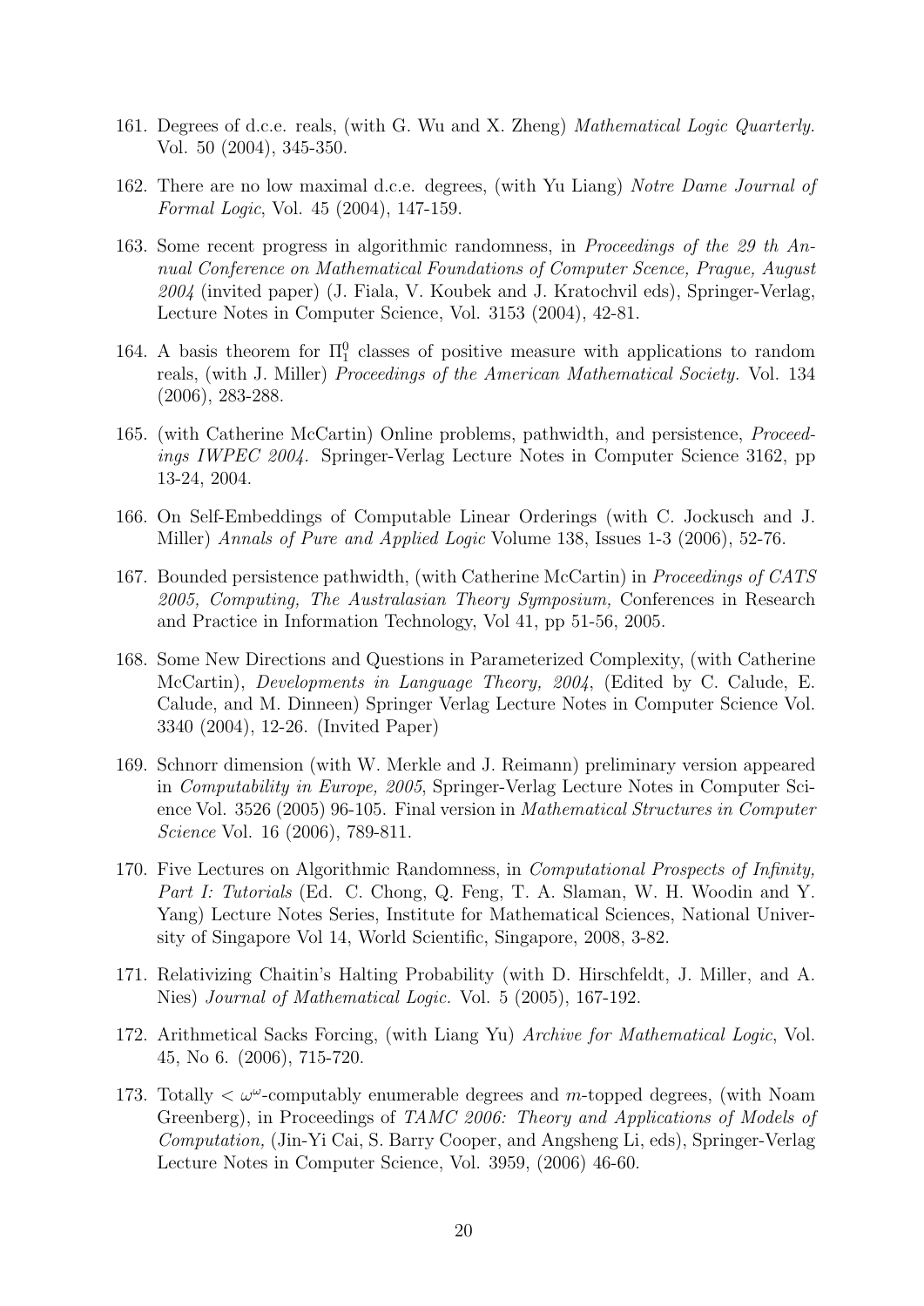161. Degrees of d.c.e. reals, (with G. Wu and X. Zheng) *Mathematical Logic Quarterly.* Vol. 50 (2004), 345-350.

162. There are no low maximal d.c.e. degrees, (with Yu Liang) *Notre Dame Journal of Formal Logic*, Vol. 45 (2004), 147-159.

163. Some recent progress in algorithmic randomness, in *Proceedings of the 29 th Annual Conference on Mathematical Foundations of Computer Scence, Prague, August 2004* (invited paper) (J. Fiala, V. Koubek and J. Kratochvil eds), Springer-Verlag, Lecture Notes in Computer Science, Vol. 3153 (2004), 42-81.

164. A basis theorem for $\Pi^0_1$ classes of positive measure with applications to random reals, (with J. Miller) *Proceedings of the American Mathematical Society.* Vol. 134 (2006), 283-288.

165. (with Catherine McCartin) Online problems, pathwidth, and persistence, *Proceedings IWPEC 2004.* Springer-Verlag Lecture Notes in Computer Science 3162, pp 13-24, 2004.

166. On Self-Embeddings of Computable Linear Orderings (with C. Jockusch and J. Miller) *Annals of Pure and Applied Logic* Volume 138, Issues 1-3 (2006), 52-76.

167. Bounded persistence pathwidth, (with Catherine McCartin) in *Proceedings of CATS 2005, Computing, The Australasian Theory Symposium,* Conferences in Research and Practice in Information Technology, Vol 41, pp 51-56, 2005.

168. Some New Directions and Questions in Parameterized Complexity, (with Catherine McCartin), *Developments in Language Theory, 2004*, (Edited by C. Calude, E. Calude, and M. Dinneen) Springer Verlag Lecture Notes in Computer Science Vol. 3340 (2004), 12-26. (Invited Paper)

169. Schnorr dimension (with W. Merkle and J. Reimann) preliminary version appeared in *Computability in Europe, 2005*, Springer-Verlag Lecture Notes in Computer Science Vol. 3526 (2005) 96-105. Final version in *Mathematical Structures in Computer Science* Vol. 16 (2006), 789-811.

170. Five Lectures on Algorithmic Randomness, in *Computational Prospects of Infinity, Part I: Tutorials* (Ed. C. Chong, Q. Feng, T. A. Slaman, W. H. Woodin and Y. Yang) Lecture Notes Series, Institute for Mathematical Sciences, National University of Singapore Vol 14, World Scientific, Singapore, 2008, 3-82.

171. Relativizing Chaitin's Halting Probability (with D. Hirschfeldt, J. Miller, and A. Nies) *Journal of Mathematical Logic.* Vol. 5 (2005), 167-192.

172. Arithmetical Sacks Forcing, (with Liang Yu) *Archive for Mathematical Logic*, Vol. 45, No 6. (2006), 715-720.

173. Totally $< \omega^\omega$-computably enumerable degrees and $m$-topped degrees, (with Noam Greenberg), in Proceedings of *TAMC 2006: Theory and Applications of Models of Computation,* (Jin-Yi Cai, S. Barry Cooper, and Angsheng Li, eds), Springer-Verlag Lecture Notes in Computer Science, Vol. 3959, (2006) 46-60.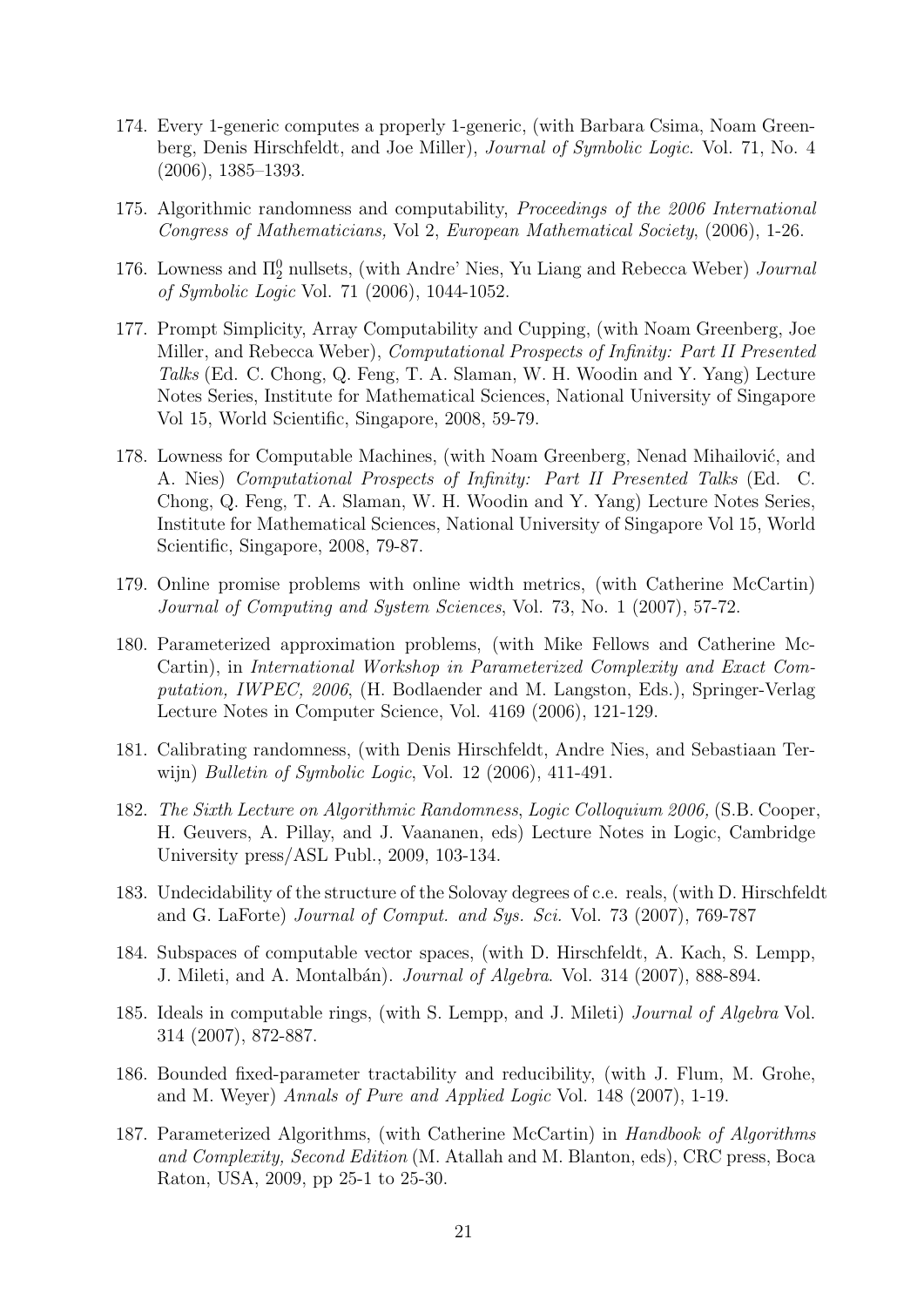174. Every 1-generic computes a properly 1-generic, (with Barbara Csima, Noam Greenberg, Denis Hirschfeldt, and Joe Miller), *Journal of Symbolic Logic*. Vol. 71, No. 4 (2006), 1385–1393.

175. Algorithmic randomness and computability, *Proceedings of the 2006 International Congress of Mathematicians,* Vol 2, *European Mathematical Society*, (2006), 1-26.

176. Lowness and $\Pi^0_2$ nullsets, (with Andre' Nies, Yu Liang and Rebecca Weber) *Journal of Symbolic Logic* Vol. 71 (2006), 1044-1052.

177. Prompt Simplicity, Array Computability and Cupping, (with Noam Greenberg, Joe Miller, and Rebecca Weber), *Computational Prospects of Infinity: Part II Presented Talks* (Ed. C. Chong, Q. Feng, T. A. Slaman, W. H. Woodin and Y. Yang) Lecture Notes Series, Institute for Mathematical Sciences, National University of Singapore Vol 15, World Scientific, Singapore, 2008, 59-79.

178. Lowness for Computable Machines, (with Noam Greenberg, Nenad Mihailović, and A. Nies) *Computational Prospects of Infinity: Part II Presented Talks* (Ed. C. Chong, Q. Feng, T. A. Slaman, W. H. Woodin and Y. Yang) Lecture Notes Series, Institute for Mathematical Sciences, National University of Singapore Vol 15, World Scientific, Singapore, 2008, 79-87.

179. Online promise problems with online width metrics, (with Catherine McCartin) *Journal of Computing and System Sciences*, Vol. 73, No. 1 (2007), 57-72.

180. Parameterized approximation problems, (with Mike Fellows and Catherine McCartin), in *International Workshop in Parameterized Complexity and Exact Computation, IWPEC, 2006*, (H. Bodlaender and M. Langston, Eds.), Springer-Verlag Lecture Notes in Computer Science, Vol. 4169 (2006), 121-129.

181. Calibrating randomness, (with Denis Hirschfeldt, Andre Nies, and Sebastiaan Terwijn) *Bulletin of Symbolic Logic*, Vol. 12 (2006), 411-491.

182. *The Sixth Lecture on Algorithmic Randomness*, *Logic Colloquium 2006,* (S.B. Cooper, H. Geuvers, A. Pillay, and J. Vaananen, eds) Lecture Notes in Logic, Cambridge University press/ASL Publ., 2009, 103-134.

183. Undecidability of the structure of the Solovay degrees of c.e. reals, (with D. Hirschfeldt and G. LaForte) *Journal of Comput. and Sys. Sci.* Vol. 73 (2007), 769-787

184. Subspaces of computable vector spaces, (with D. Hirschfeldt, A. Kach, S. Lempp, J. Mileti, and A. Montalbán). *Journal of Algebra*. Vol. 314 (2007), 888-894.

185. Ideals in computable rings, (with S. Lempp, and J. Mileti) *Journal of Algebra* Vol. 314 (2007), 872-887.

186. Bounded fixed-parameter tractability and reducibility, (with J. Flum, M. Grohe, and M. Weyer) *Annals of Pure and Applied Logic* Vol. 148 (2007), 1-19.

187. Parameterized Algorithms, (with Catherine McCartin) in *Handbook of Algorithms and Complexity, Second Edition* (M. Atallah and M. Blanton, eds), CRC press, Boca Raton, USA, 2009, pp 25-1 to 25-30.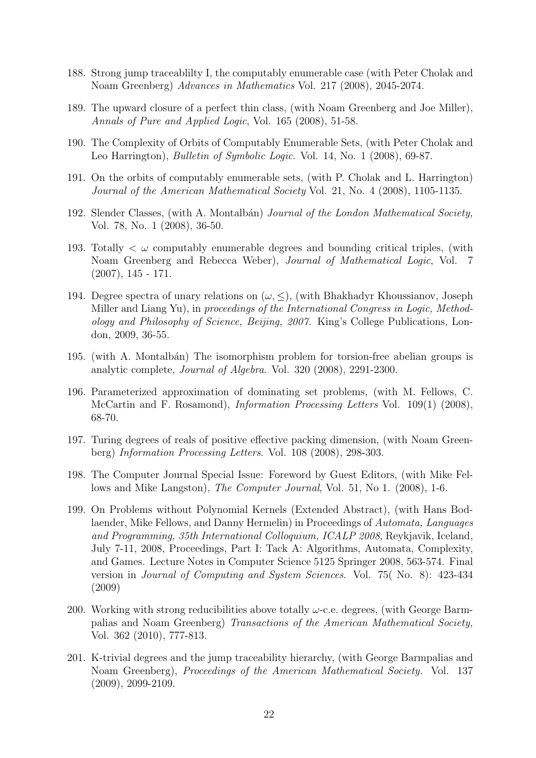188. Strong jump traceablilty I, the computably enumerable case (with Peter Cholak and Noam Greenberg) *Advances in Mathematics* Vol. 217 (2008), 2045-2074.

189. The upward closure of a perfect thin class, (with Noam Greenberg and Joe Miller), *Annals of Pure and Applied Logic*, Vol. 165 (2008), 51-58.

190. The Complexity of Orbits of Computably Enumerable Sets, (with Peter Cholak and Leo Harrington), *Bulletin of Symbolic Logic*. Vol. 14, No. 1 (2008), 69-87.

191. On the orbits of computably enumerable sets, (with P. Cholak and L. Harrington) *Journal of the American Mathematical Society* Vol. 21, No. 4 (2008), 1105-1135.

192. Slender Classes, (with A. Montalbán) *Journal of the London Mathematical Society,* Vol. 78, No. 1 (2008), 36-50.

193. Totally $< \omega$ computably enumerable degrees and bounding critical triples, (with Noam Greenberg and Rebecca Weber), *Journal of Mathematical Logic*, Vol. 7 (2007), 145 - 171.

194. Degree spectra of unary relations on $(\omega, \leq)$, (with Bhakhadyr Khoussianov, Joseph Miller and Liang Yu), in *proceedings of the International Congress in Logic, Methodology and Philosophy of Science, Beijing, 2007.* King's College Publications, London, 2009, 36-55.

195. (with A. Montalbán) The isomorphism problem for torsion-free abelian groups is analytic complete, *Journal of Algebra*. Vol. 320 (2008), 2291-2300.

196. Parameterized approximation of dominating set problems, (with M. Fellows, C. McCartin and F. Rosamond), *Information Processing Letters* Vol. 109(1) (2008), 68-70.

197. Turing degrees of reals of positive effective packing dimension, (with Noam Greenberg) *Information Processing Letters*. Vol. 108 (2008), 298-303.

198. The Computer Journal Special Issue: Foreword by Guest Editors, (with Mike Fellows and Mike Langston), *The Computer Journal*, Vol. 51, No 1. (2008), 1-6.

199. On Problems without Polynomial Kernels (Extended Abstract), (with Hans Bodlaender, Mike Fellows, and Danny Hermelin) in Proceedings of *Automata, Languages and Programming, 35th International Colloquium, ICALP 2008*, Reykjavik, Iceland, July 7-11, 2008, Proceedings, Part I: Tack A: Algorithms, Automata, Complexity, and Games. Lecture Notes in Computer Science 5125 Springer 2008, 563-574. Final version in *Journal of Computing and System Sciences*. Vol. 75( No. 8): 423-434 (2009)

200. Working with strong reducibilities above totally $\omega$-c.e. degrees, (with George Barmpalias and Noam Greenberg) *Transactions of the American Mathematical Society,* Vol. 362 (2010), 777-813.

201. K-trivial degrees and the jump traceability hierarchy, (with George Barmpalias and Noam Greenberg), *Proceedings of the American Mathematical Society.* Vol. 137 (2009), 2099-2109.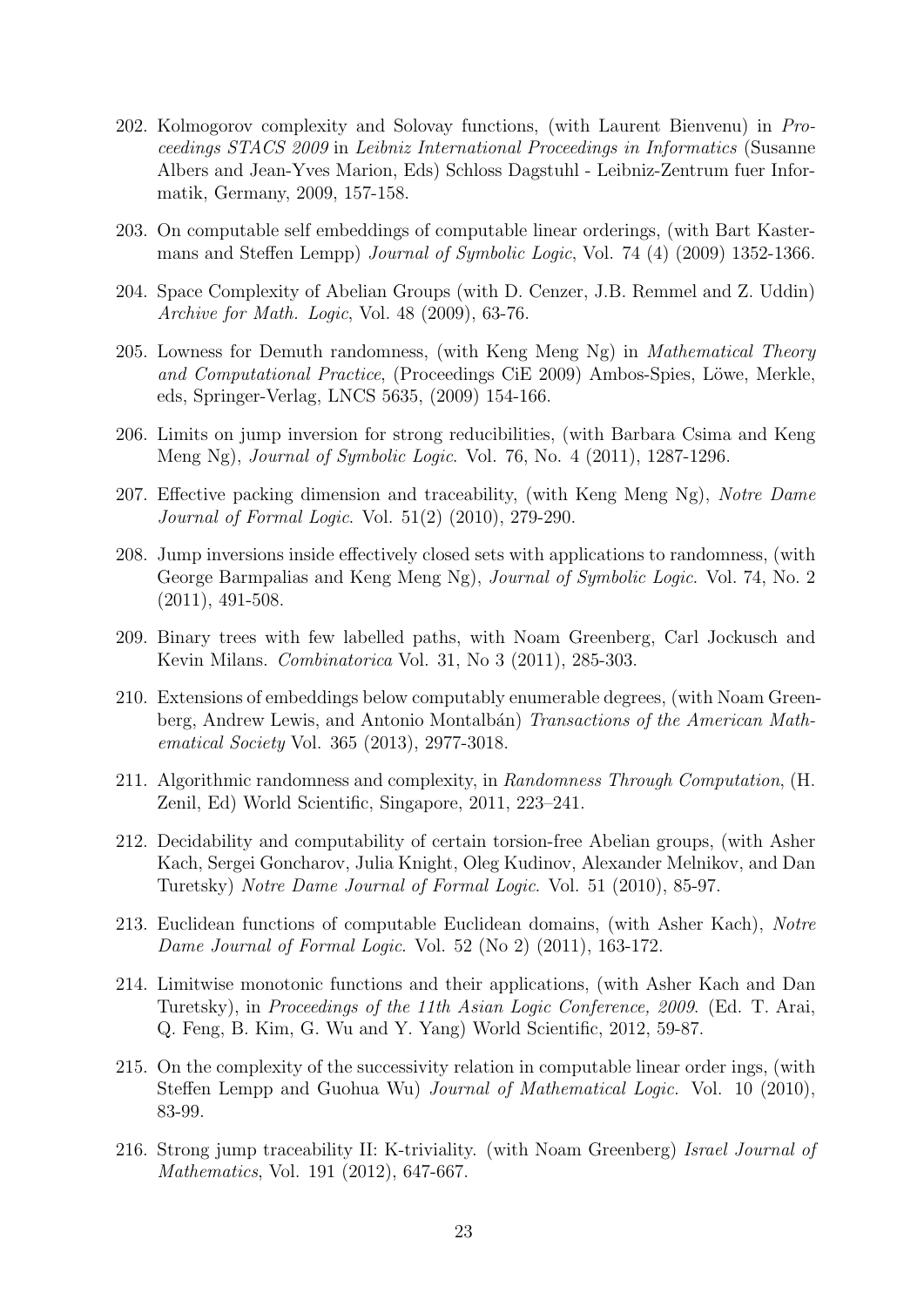202. Kolmogorov complexity and Solovay functions, (with Laurent Bienvenu) in *Proceedings STACS 2009* in *Leibniz International Proceedings in Informatics* (Susanne Albers and Jean-Yves Marion, Eds) Schloss Dagstuhl - Leibniz-Zentrum fuer Informatik, Germany, 2009, 157-158.

203. On computable self embeddings of computable linear orderings, (with Bart Kastermans and Steffen Lempp) *Journal of Symbolic Logic*, Vol. 74 (4) (2009) 1352-1366.

204. Space Complexity of Abelian Groups (with D. Cenzer, J.B. Remmel and Z. Uddin) *Archive for Math. Logic*, Vol. 48 (2009), 63-76.

205. Lowness for Demuth randomness, (with Keng Meng Ng) in *Mathematical Theory and Computational Practice*, (Proceedings CiE 2009) Ambos-Spies, Löwe, Merkle, eds, Springer-Verlag, LNCS 5635, (2009) 154-166.

206. Limits on jump inversion for strong reducibilities, (with Barbara Csima and Keng Meng Ng), *Journal of Symbolic Logic*. Vol. 76, No. 4 (2011), 1287-1296.

207. Effective packing dimension and traceability, (with Keng Meng Ng), *Notre Dame Journal of Formal Logic*. Vol. 51(2) (2010), 279-290.

208. Jump inversions inside effectively closed sets with applications to randomness, (with George Barmpalias and Keng Meng Ng), *Journal of Symbolic Logic*. Vol. 74, No. 2 (2011), 491-508.

209. Binary trees with few labelled paths, with Noam Greenberg, Carl Jockusch and Kevin Milans. *Combinatorica* Vol. 31, No 3 (2011), 285-303.

210. Extensions of embeddings below computably enumerable degrees, (with Noam Greenberg, Andrew Lewis, and Antonio Montalbán) *Transactions of the American Mathematical Society* Vol. 365 (2013), 2977-3018.

211. Algorithmic randomness and complexity, in *Randomness Through Computation*, (H. Zenil, Ed) World Scientific, Singapore, 2011, 223–241.

212. Decidability and computability of certain torsion-free Abelian groups, (with Asher Kach, Sergei Goncharov, Julia Knight, Oleg Kudinov, Alexander Melnikov, and Dan Turetsky) *Notre Dame Journal of Formal Logic*. Vol. 51 (2010), 85-97.

213. Euclidean functions of computable Euclidean domains, (with Asher Kach), *Notre Dame Journal of Formal Logic*. Vol. 52 (No 2) (2011), 163-172.

214. Limitwise monotonic functions and their applications, (with Asher Kach and Dan Turetsky), in *Proceedings of the 11th Asian Logic Conference, 2009*. (Ed. T. Arai, Q. Feng, B. Kim, G. Wu and Y. Yang) World Scientific, 2012, 59-87.

215. On the complexity of the successivity relation in computable linear order ings, (with Steffen Lempp and Guohua Wu) *Journal of Mathematical Logic*. Vol. 10 (2010), 83-99.

216. Strong jump traceability II: K-triviality. (with Noam Greenberg) *Israel Journal of Mathematics*, Vol. 191 (2012), 647-667.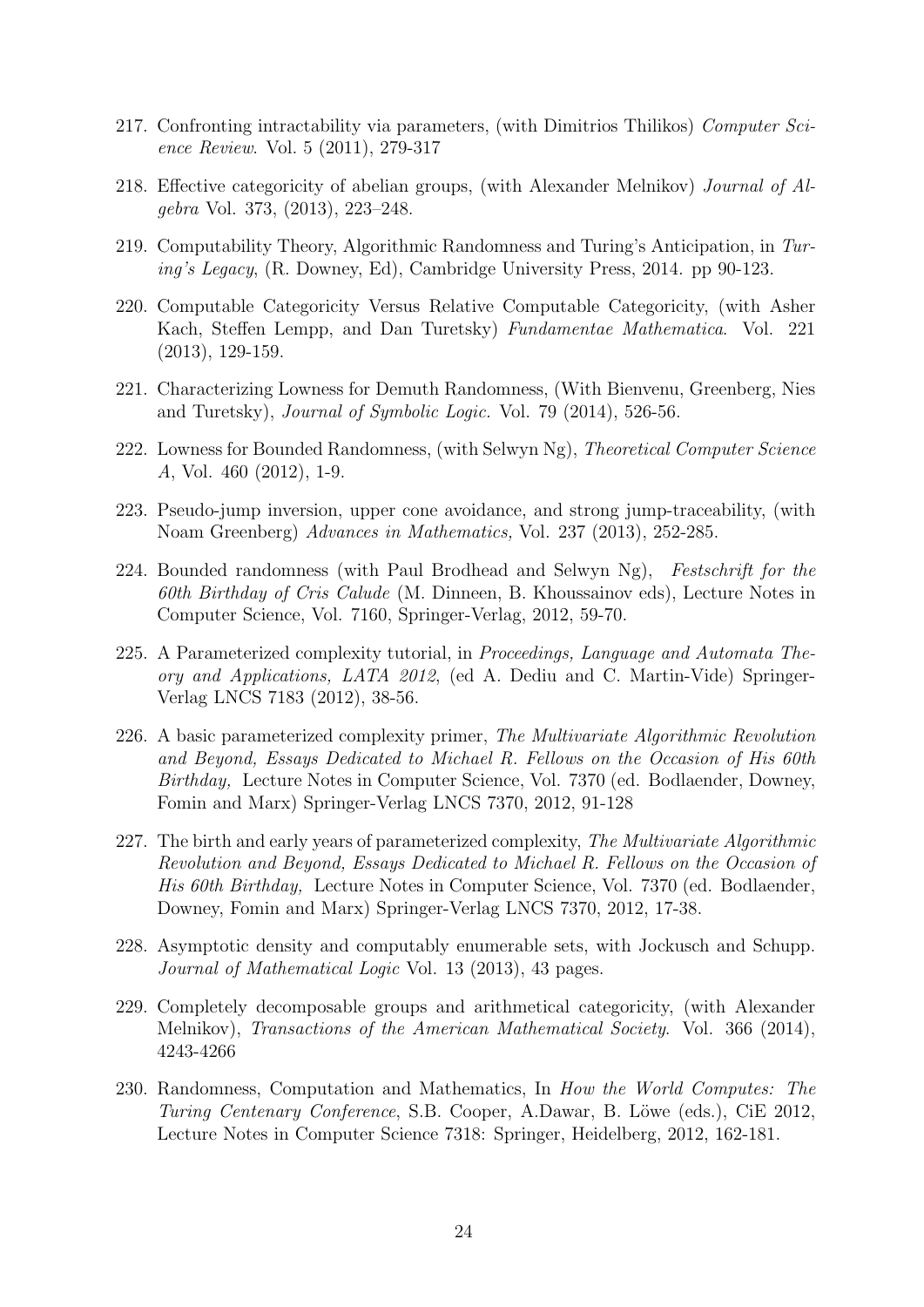217. Confronting intractability via parameters, (with Dimitrios Thilikos) *Computer Science Review.* Vol. 5 (2011), 279-317

218. Effective categoricity of abelian groups, (with Alexander Melnikov) *Journal of Algebra* Vol. 373, (2013), 223–248.

219. Computability Theory, Algorithmic Randomness and Turing's Anticipation, in *Turing's Legacy*, (R. Downey, Ed), Cambridge University Press, 2014. pp 90-123.

220. Computable Categoricity Versus Relative Computable Categoricity, (with Asher Kach, Steffen Lempp, and Dan Turetsky) *Fundamentae Mathematica*. Vol. 221 (2013), 129-159.

221. Characterizing Lowness for Demuth Randomness, (With Bienvenu, Greenberg, Nies and Turetsky), *Journal of Symbolic Logic*. Vol. 79 (2014), 526-56.

222. Lowness for Bounded Randomness, (with Selwyn Ng), *Theoretical Computer Science A*, Vol. 460 (2012), 1-9.

223. Pseudo-jump inversion, upper cone avoidance, and strong jump-traceability, (with Noam Greenberg) *Advances in Mathematics,* Vol. 237 (2013), 252-285.

224. Bounded randomness (with Paul Brodhead and Selwyn Ng), *Festschrift for the 60th Birthday of Cris Calude* (M. Dinneen, B. Khoussainov eds), Lecture Notes in Computer Science, Vol. 7160, Springer-Verlag, 2012, 59-70.

225. A Parameterized complexity tutorial, in *Proceedings, Language and Automata Theory and Applications, LATA 2012*, (ed A. Dediu and C. Martin-Vide) Springer-Verlag LNCS 7183 (2012), 38-56.

226. A basic parameterized complexity primer, *The Multivariate Algorithmic Revolution and Beyond, Essays Dedicated to Michael R. Fellows on the Occasion of His 60th Birthday,* Lecture Notes in Computer Science, Vol. 7370 (ed. Bodlaender, Downey, Fomin and Marx) Springer-Verlag LNCS 7370, 2012, 91-128

227. The birth and early years of parameterized complexity, *The Multivariate Algorithmic Revolution and Beyond, Essays Dedicated to Michael R. Fellows on the Occasion of His 60th Birthday,* Lecture Notes in Computer Science, Vol. 7370 (ed. Bodlaender, Downey, Fomin and Marx) Springer-Verlag LNCS 7370, 2012, 17-38.

228. Asymptotic density and computably enumerable sets, with Jockusch and Schupp. *Journal of Mathematical Logic* Vol. 13 (2013), 43 pages.

229. Completely decomposable groups and arithmetical categoricity, (with Alexander Melnikov), *Transactions of the American Mathematical Society*. Vol. 366 (2014), 4243-4266

230. Randomness, Computation and Mathematics, In *How the World Computes: The Turing Centenary Conference*, S.B. Cooper, A.Dawar, B. Löwe (eds.), CiE 2012, Lecture Notes in Computer Science 7318: Springer, Heidelberg, 2012, 162-181.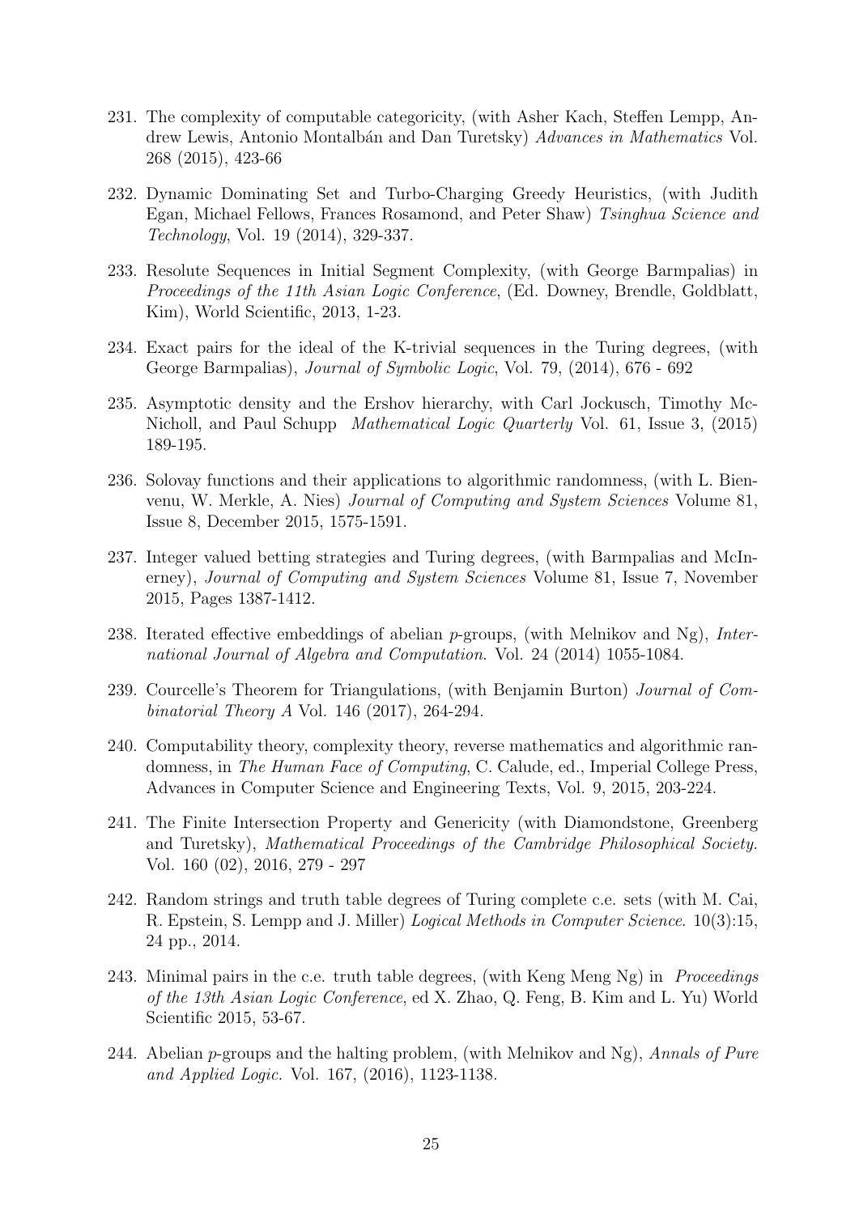231. The complexity of computable categoricity, (with Asher Kach, Steffen Lempp, Andrew Lewis, Antonio Montalbán and Dan Turetsky) *Advances in Mathematics* Vol. 268 (2015), 423-66

232. Dynamic Dominating Set and Turbo-Charging Greedy Heuristics, (with Judith Egan, Michael Fellows, Frances Rosamond, and Peter Shaw) *Tsinghua Science and Technology*, Vol. 19 (2014), 329-337.

233. Resolute Sequences in Initial Segment Complexity, (with George Barmpalias) in *Proceedings of the 11th Asian Logic Conference*, (Ed. Downey, Brendle, Goldblatt, Kim), World Scientific, 2013, 1-23.

234. Exact pairs for the ideal of the K-trivial sequences in the Turing degrees, (with George Barmpalias), *Journal of Symbolic Logic*, Vol. 79, (2014), 676 - 692

235. Asymptotic density and the Ershov hierarchy, with Carl Jockusch, Timothy McNicholl, and Paul Schupp *Mathematical Logic Quarterly* Vol. 61, Issue 3, (2015) 189-195.

236. Solovay functions and their applications to algorithmic randomness, (with L. Bienvenu, W. Merkle, A. Nies) *Journal of Computing and System Sciences* Volume 81, Issue 8, December 2015, 1575-1591.

237. Integer valued betting strategies and Turing degrees, (with Barmpalias and McInerney), *Journal of Computing and System Sciences* Volume 81, Issue 7, November 2015, Pages 1387-1412.

238. Iterated effective embeddings of abelian $p$-groups, (with Melnikov and Ng), *International Journal of Algebra and Computation*. Vol. 24 (2014) 1055-1084.

239. Courcelle's Theorem for Triangulations, (with Benjamin Burton) *Journal of Combinatorial Theory A* Vol. 146 (2017), 264-294.

240. Computability theory, complexity theory, reverse mathematics and algorithmic randomness, in *The Human Face of Computing*, C. Calude, ed., Imperial College Press, Advances in Computer Science and Engineering Texts, Vol. 9, 2015, 203-224.

241. The Finite Intersection Property and Genericity (with Diamondstone, Greenberg and Turetsky), *Mathematical Proceedings of the Cambridge Philosophical Society.* Vol. 160 (02), 2016, 279 - 297

242. Random strings and truth table degrees of Turing complete c.e. sets (with M. Cai, R. Epstein, S. Lempp and J. Miller) *Logical Methods in Computer Science*. 10(3):15, 24 pp., 2014.

243. Minimal pairs in the c.e. truth table degrees, (with Keng Meng Ng) in *Proceedings of the 13th Asian Logic Conference*, ed X. Zhao, Q. Feng, B. Kim and L. Yu) World Scientific 2015, 53-67.

244. Abelian $p$-groups and the halting problem, (with Melnikov and Ng), *Annals of Pure and Applied Logic.* Vol. 167, (2016), 1123-1138.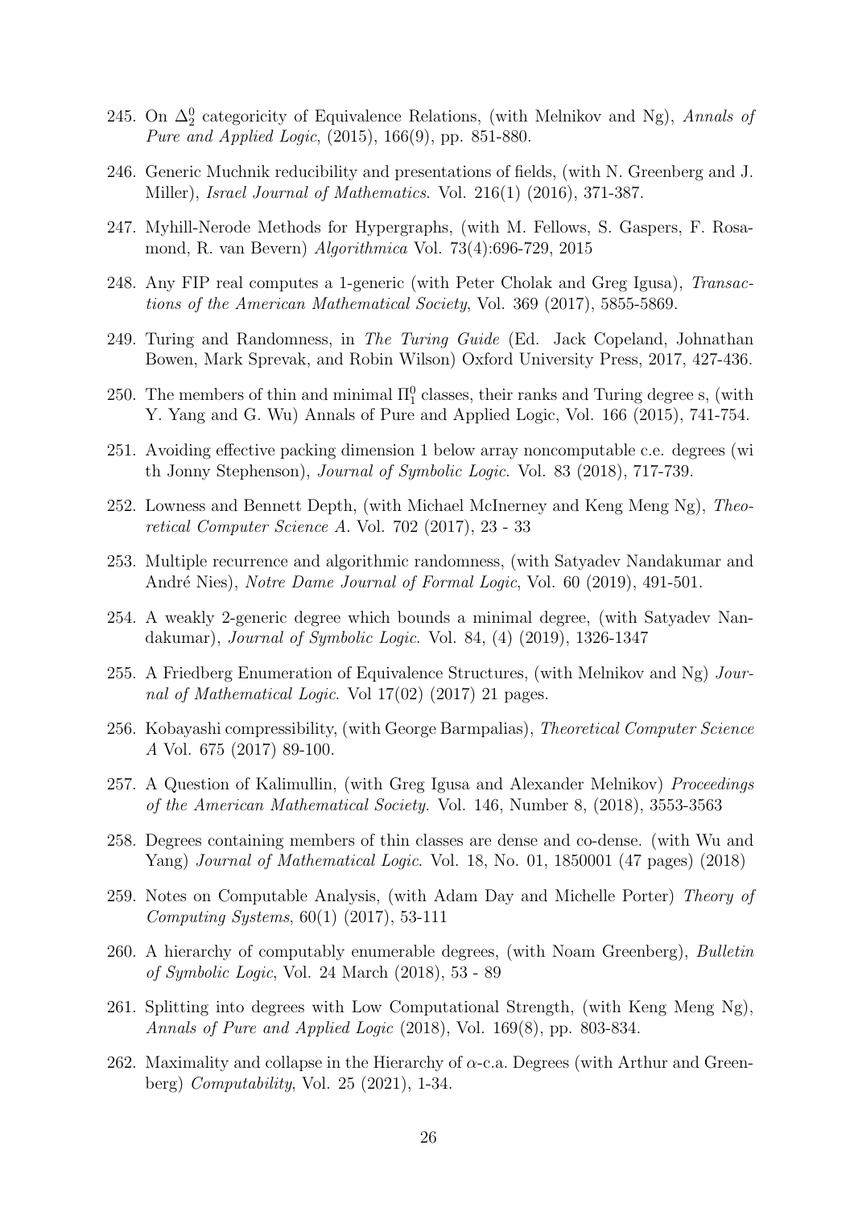245. On $\Delta_2^0$ categoricity of Equivalence Relations, (with Melnikov and Ng), *Annals of Pure and Applied Logic*, (2015), 166(9), pp. 851-880.

246. Generic Muchnik reducibility and presentations of fields, (with N. Greenberg and J. Miller), *Israel Journal of Mathematics*. Vol. 216(1) (2016), 371-387.

247. Myhill-Nerode Methods for Hypergraphs, (with M. Fellows, S. Gaspers, F. Rosamond, R. van Bevern) *Algorithmica* Vol. 73(4):696-729, 2015

248. Any FIP real computes a 1-generic (with Peter Cholak and Greg Igusa), *Transactions of the American Mathematical Society*, Vol. 369 (2017), 5855-5869.

249. Turing and Randomness, in *The Turing Guide* (Ed. Jack Copeland, Johnathan Bowen, Mark Sprevak, and Robin Wilson) Oxford University Press, 2017, 427-436.

250. The members of thin and minimal $\Pi_1^0$ classes, their ranks and Turing degree s, (with Y. Yang and G. Wu) Annals of Pure and Applied Logic, Vol. 166 (2015), 741-754.

251. Avoiding effective packing dimension 1 below array noncomputable c.e. degrees (wi th Jonny Stephenson), *Journal of Symbolic Logic*. Vol. 83 (2018), 717-739.

252. Lowness and Bennett Depth, (with Michael McInerney and Keng Meng Ng), *Theoretical Computer Science A*. Vol. 702 (2017), 23 - 33

253. Multiple recurrence and algorithmic randomness, (with Satyadev Nandakumar and André Nies), *Notre Dame Journal of Formal Logic*, Vol. 60 (2019), 491-501.

254. A weakly 2-generic degree which bounds a minimal degree, (with Satyadev Nandakumar), *Journal of Symbolic Logic*. Vol. 84, (4) (2019), 1326-1347

255. A Friedberg Enumeration of Equivalence Structures, (with Melnikov and Ng) *Journal of Mathematical Logic*. Vol 17(02) (2017) 21 pages.

256. Kobayashi compressibility, (with George Barmpalias), *Theoretical Computer Science A* Vol. 675 (2017) 89-100.

257. A Question of Kalimullin, (with Greg Igusa and Alexander Melnikov) *Proceedings of the American Mathematical Society*. Vol. 146, Number 8, (2018), 3553-3563

258. Degrees containing members of thin classes are dense and co-dense. (with Wu and Yang) *Journal of Mathematical Logic*. Vol. 18, No. 01, 1850001 (47 pages) (2018)

259. Notes on Computable Analysis, (with Adam Day and Michelle Porter) *Theory of Computing Systems*, 60(1) (2017), 53-111

260. A hierarchy of computably enumerable degrees, (with Noam Greenberg), *Bulletin of Symbolic Logic*, Vol. 24 March (2018), 53 - 89

261. Splitting into degrees with Low Computational Strength, (with Keng Meng Ng), *Annals of Pure and Applied Logic* (2018), Vol. 169(8), pp. 803-834.

262. Maximality and collapse in the Hierarchy of $\alpha$-c.a. Degrees (with Arthur and Greenberg) *Computability*, Vol. 25 (2021), 1-34.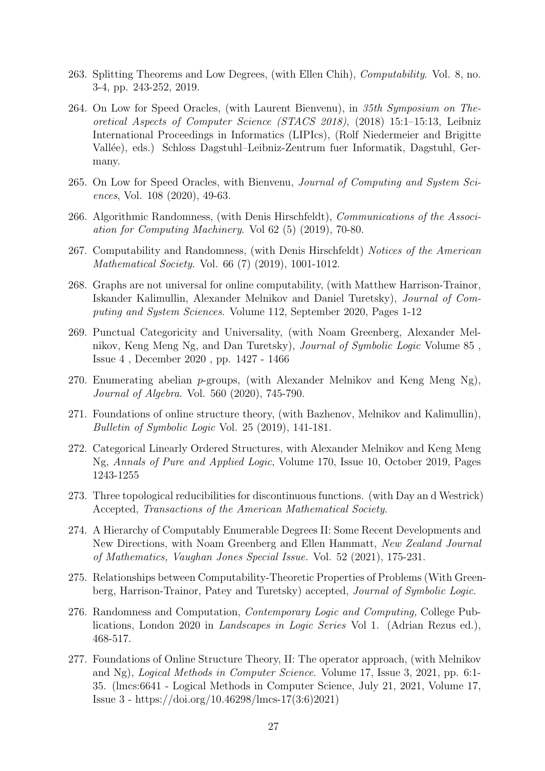263. Splitting Theorems and Low Degrees, (with Ellen Chih), *Computability*. Vol. 8, no. 3-4, pp. 243-252, 2019.

264. On Low for Speed Oracles, (with Laurent Bienvenu), in *35th Symposium on Theoretical Aspects of Computer Science (STACS 2018)*, (2018) 15:1–15:13, Leibniz International Proceedings in Informatics (LIPIcs), (Rolf Niedermeier and Brigitte Vallée), eds.) Schloss Dagstuhl–Leibniz-Zentrum fuer Informatik, Dagstuhl, Germany.

265. On Low for Speed Oracles, with Bienvenu, *Journal of Computing and System Sciences*, Vol. 108 (2020), 49-63.

266. Algorithmic Randomness, (with Denis Hirschfeldt), *Communications of the Association for Computing Machinery*. Vol 62 (5) (2019), 70-80.

267. Computability and Randomness, (with Denis Hirschfeldt) *Notices of the American Mathematical Society*. Vol. 66 (7) (2019), 1001-1012.

268. Graphs are not universal for online computability, (with Matthew Harrison-Trainor, Iskander Kalimullin, Alexander Melnikov and Daniel Turetsky), *Journal of Computing and System Sciences*. Volume 112, September 2020, Pages 1-12

269. Punctual Categoricity and Universality, (with Noam Greenberg, Alexander Melnikov, Keng Meng Ng, and Dan Turetsky), *Journal of Symbolic Logic* Volume 85 , Issue 4 , December 2020 , pp. 1427 - 1466

270. Enumerating abelian $p$-groups, (with Alexander Melnikov and Keng Meng Ng), *Journal of Algebra*. Vol. 560 (2020), 745-790.

271. Foundations of online structure theory, (with Bazhenov, Melnikov and Kalimullin), *Bulletin of Symbolic Logic* Vol. 25 (2019), 141-181.

272. Categorical Linearly Ordered Structures, with Alexander Melnikov and Keng Meng Ng, *Annals of Pure and Applied Logic*, Volume 170, Issue 10, October 2019, Pages 1243-1255

273. Three topological reducibilities for discontinuous functions. (with Day an d Westrick) Accepted, *Transactions of the American Mathematical Society*.

274. A Hierarchy of Computably Enumerable Degrees II: Some Recent Developments and New Directions, with Noam Greenberg and Ellen Hammatt, *New Zealand Journal of Mathematics, Vaughan Jones Special Issue*. Vol. 52 (2021), 175-231.

275. Relationships between Computability-Theoretic Properties of Problems (With Greenberg, Harrison-Trainor, Patey and Turetsky) accepted, *Journal of Symbolic Logic*.

276. Randomness and Computation, *Contemporary Logic and Computing,* College Publications, London 2020 in *Landscapes in Logic Series* Vol 1. (Adrian Rezus ed.), 468-517.

277. Foundations of Online Structure Theory, II: The operator approach, (with Melnikov and Ng), *Logical Methods in Computer Science*. Volume 17, Issue 3, 2021, pp. 6:1-35. (lmcs:6641 - Logical Methods in Computer Science, July 21, 2021, Volume 17, Issue 3 - https://doi.org/10.46298/lmcs-17(3:6)2021)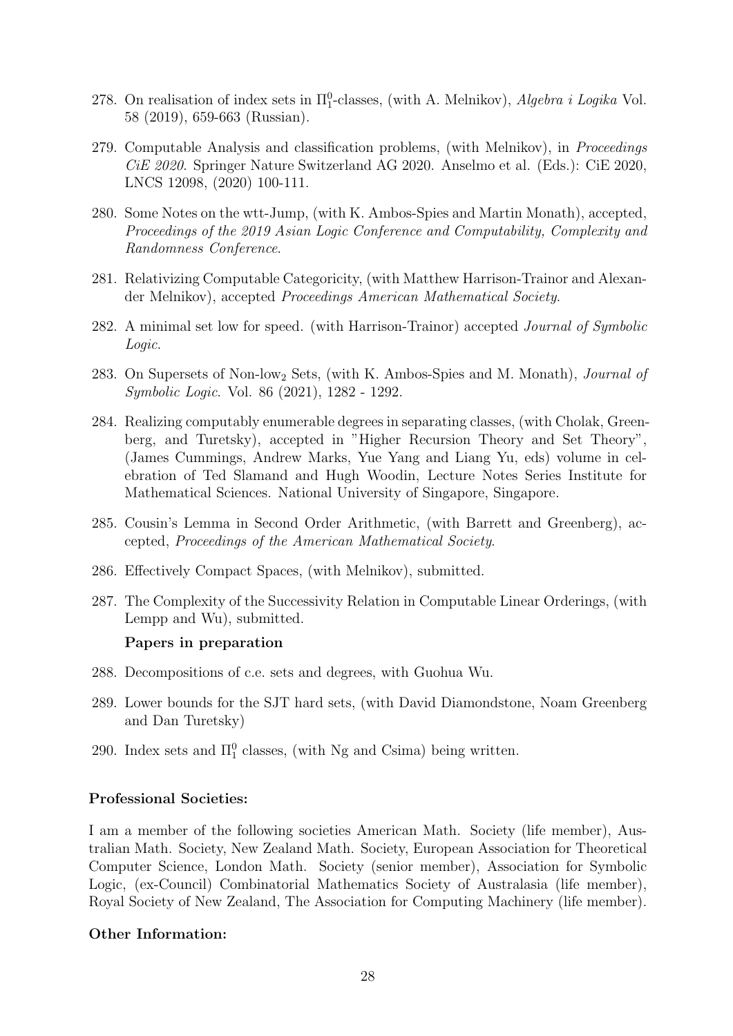278. On realisation of index sets in $\Pi^0_1$-classes, (with A. Melnikov), *Algebra i Logika* Vol. 58 (2019), 659-663 (Russian).

279. Computable Analysis and classification problems, (with Melnikov), in *Proceedings CiE 2020*. Springer Nature Switzerland AG 2020. Anselmo et al. (Eds.): CiE 2020, LNCS 12098, (2020) 100-111.

280. Some Notes on the wtt-Jump, (with K. Ambos-Spies and Martin Monath), accepted, *Proceedings of the 2019 Asian Logic Conference and Computability, Complexity and Randomness Conference*.

281. Relativizing Computable Categoricity, (with Matthew Harrison-Trainor and Alexander Melnikov), accepted *Proceedings American Mathematical Society*.

282. A minimal set low for speed. (with Harrison-Trainor) accepted *Journal of Symbolic Logic*.

283. On Supersets of Non-low$_2$ Sets, (with K. Ambos-Spies and M. Monath), *Journal of Symbolic Logic*. Vol. 86 (2021), 1282 - 1292.

284. Realizing computably enumerable degrees in separating classes, (with Cholak, Greenberg, and Turetsky), accepted in "Higher Recursion Theory and Set Theory", (James Cummings, Andrew Marks, Yue Yang and Liang Yu, eds) volume in celebration of Ted Slamand and Hugh Woodin, Lecture Notes Series Institute for Mathematical Sciences. National University of Singapore, Singapore.

285. Cousin's Lemma in Second Order Arithmetic, (with Barrett and Greenberg), accepted, *Proceedings of the American Mathematical Society*.

286. Effectively Compact Spaces, (with Melnikov), submitted.

287. The Complexity of the Successivity Relation in Computable Linear Orderings, (with Lempp and Wu), submitted.

**Papers in preparation**

288. Decompositions of c.e. sets and degrees, with Guohua Wu.

289. Lower bounds for the SJT hard sets, (with David Diamondstone, Noam Greenberg and Dan Turetsky)

290. Index sets and $\Pi^0_1$ classes, (with Ng and Csima) being written.

**Professional Societies:**

I am a member of the following societies American Math. Society (life member), Australian Math. Society, New Zealand Math. Society, European Association for Theoretical Computer Science, London Math. Society (senior member), Association for Symbolic Logic, (ex-Council) Combinatorial Mathematics Society of Australasia (life member), Royal Society of New Zealand, The Association for Computing Machinery (life member).

**Other Information:**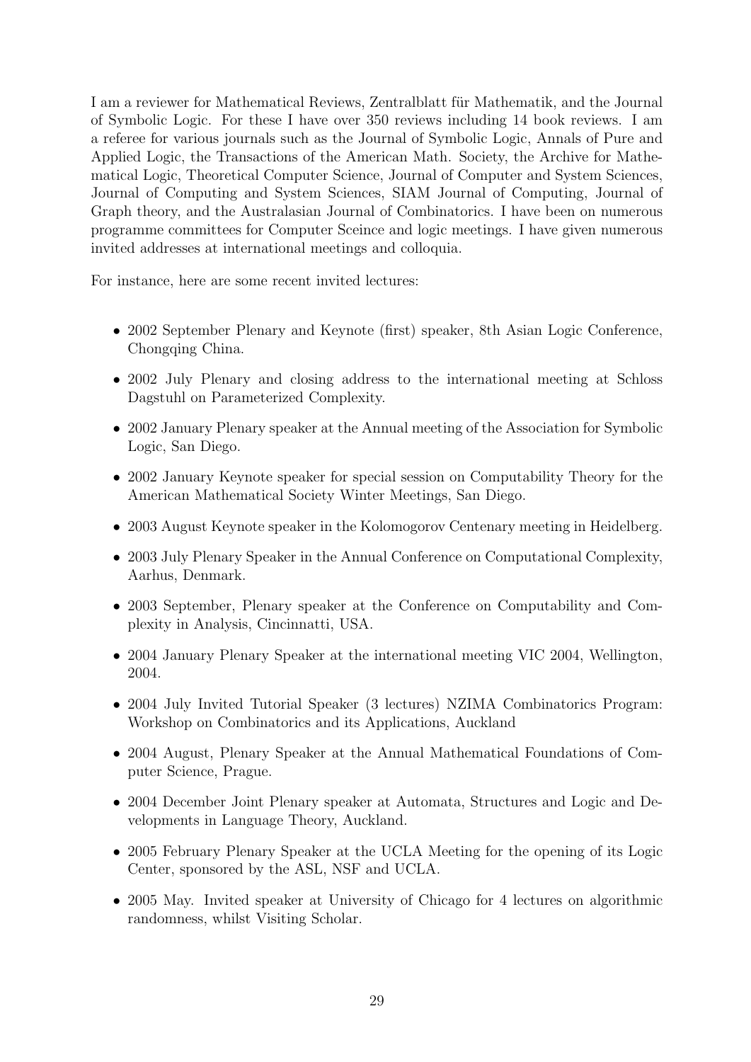I am a reviewer for Mathematical Reviews, Zentralblatt für Mathematik, and the Journal of Symbolic Logic. For these I have over 350 reviews including 14 book reviews. I am a referee for various journals such as the Journal of Symbolic Logic, Annals of Pure and Applied Logic, the Transactions of the American Math. Society, the Archive for Mathematical Logic, Theoretical Computer Science, Journal of Computer and System Sciences, Journal of Computing and System Sciences, SIAM Journal of Computing, Journal of Graph theory, and the Australasian Journal of Combinatorics. I have been on numerous programme committees for Computer Sceince and logic meetings. I have given numerous invited addresses at international meetings and colloquia.

For instance, here are some recent invited lectures:

- 2002 September Plenary and Keynote (first) speaker, 8th Asian Logic Conference, Chongqing China.
- 2002 July Plenary and closing address to the international meeting at Schloss Dagstuhl on Parameterized Complexity.
- 2002 January Plenary speaker at the Annual meeting of the Association for Symbolic Logic, San Diego.
- 2002 January Keynote speaker for special session on Computability Theory for the American Mathematical Society Winter Meetings, San Diego.
- 2003 August Keynote speaker in the Kolomogorov Centenary meeting in Heidelberg.
- 2003 July Plenary Speaker in the Annual Conference on Computational Complexity, Aarhus, Denmark.
- 2003 September, Plenary speaker at the Conference on Computability and Complexity in Analysis, Cincinnatti, USA.
- 2004 January Plenary Speaker at the international meeting VIC 2004, Wellington, 2004.
- 2004 July Invited Tutorial Speaker (3 lectures) NZIMA Combinatorics Program: Workshop on Combinatorics and its Applications, Auckland
- 2004 August, Plenary Speaker at the Annual Mathematical Foundations of Computer Science, Prague.
- 2004 December Joint Plenary speaker at Automata, Structures and Logic and Developments in Language Theory, Auckland.
- 2005 February Plenary Speaker at the UCLA Meeting for the opening of its Logic Center, sponsored by the ASL, NSF and UCLA.
- 2005 May. Invited speaker at University of Chicago for 4 lectures on algorithmic randomness, whilst Visiting Scholar.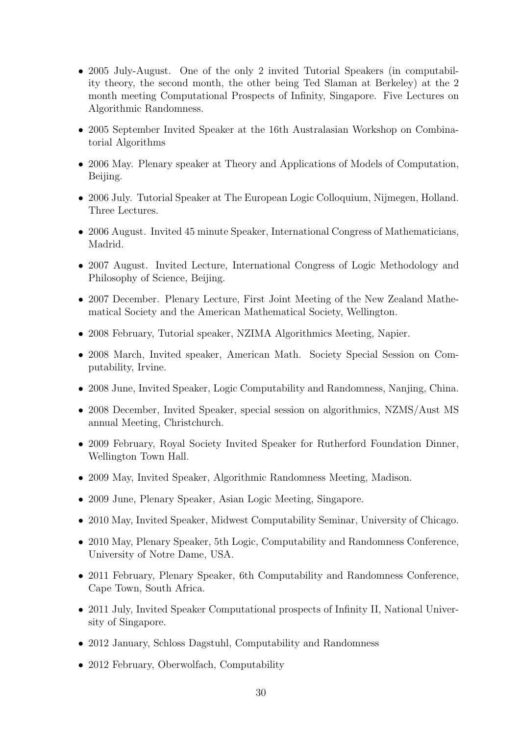- 2005 July-August. One of the only 2 invited Tutorial Speakers (in computability theory, the second month, the other being Ted Slaman at Berkeley) at the 2 month meeting Computational Prospects of Infinity, Singapore. Five Lectures on Algorithmic Randomness.
- 2005 September Invited Speaker at the 16th Australasian Workshop on Combinatorial Algorithms
- 2006 May. Plenary speaker at Theory and Applications of Models of Computation, Beijing.
- 2006 July. Tutorial Speaker at The European Logic Colloquium, Nijmegen, Holland. Three Lectures.
- 2006 August. Invited 45 minute Speaker, International Congress of Mathematicians, Madrid.
- 2007 August. Invited Lecture, International Congress of Logic Methodology and Philosophy of Science, Beijing.
- 2007 December. Plenary Lecture, First Joint Meeting of the New Zealand Mathematical Society and the American Mathematical Society, Wellington.
- 2008 February, Tutorial speaker, NZIMA Algorithmics Meeting, Napier.
- 2008 March, Invited speaker, American Math. Society Special Session on Computability, Irvine.
- 2008 June, Invited Speaker, Logic Computability and Randomness, Nanjing, China.
- 2008 December, Invited Speaker, special session on algorithmics, NZMS/Aust MS annual Meeting, Christchurch.
- 2009 February, Royal Society Invited Speaker for Rutherford Foundation Dinner, Wellington Town Hall.
- 2009 May, Invited Speaker, Algorithmic Randomness Meeting, Madison.
- 2009 June, Plenary Speaker, Asian Logic Meeting, Singapore.
- 2010 May, Invited Speaker, Midwest Computability Seminar, University of Chicago.
- 2010 May, Plenary Speaker, 5th Logic, Computability and Randomness Conference, University of Notre Dame, USA.
- 2011 February, Plenary Speaker, 6th Computability and Randomness Conference, Cape Town, South Africa.
- 2011 July, Invited Speaker Computational prospects of Infinity II, National University of Singapore.
- 2012 January, Schloss Dagstuhl, Computability and Randomness
- 2012 February, Oberwolfach, Computability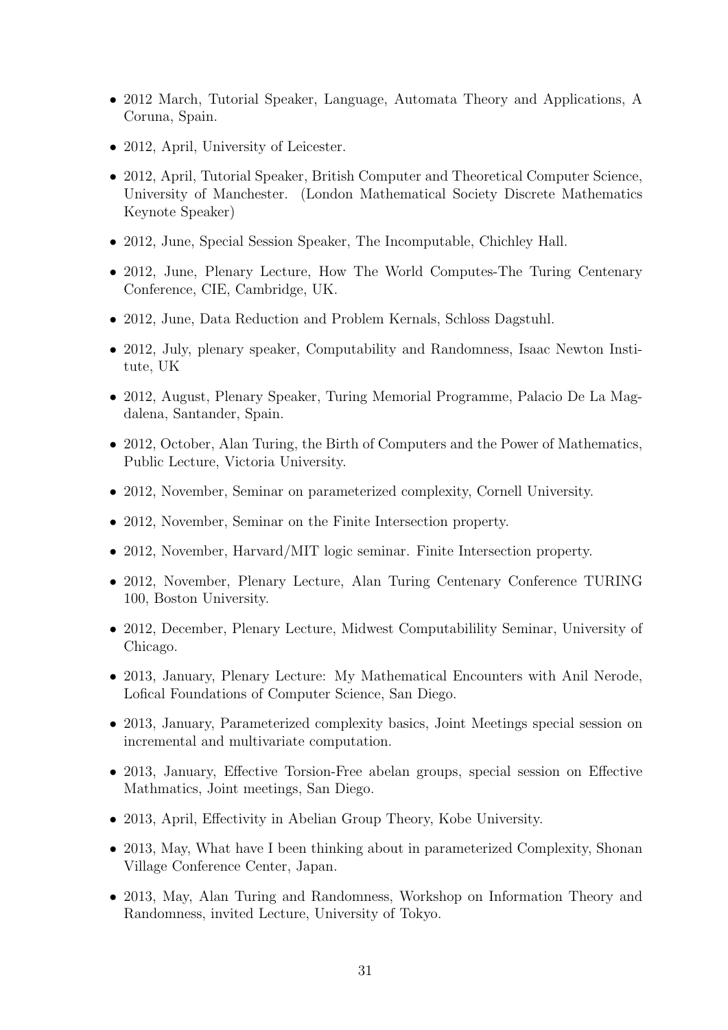- 2012 March, Tutorial Speaker, Language, Automata Theory and Applications, A Coruna, Spain.
- 2012, April, University of Leicester.
- 2012, April, Tutorial Speaker, British Computer and Theoretical Computer Science, University of Manchester. (London Mathematical Society Discrete Mathematics Keynote Speaker)
- 2012, June, Special Session Speaker, The Incomputable, Chichley Hall.
- 2012, June, Plenary Lecture, How The World Computes-The Turing Centenary Conference, CIE, Cambridge, UK.
- 2012, June, Data Reduction and Problem Kernals, Schloss Dagstuhl.
- 2012, July, plenary speaker, Computability and Randomness, Isaac Newton Institute, UK
- 2012, August, Plenary Speaker, Turing Memorial Programme, Palacio De La Magdalena, Santander, Spain.
- 2012, October, Alan Turing, the Birth of Computers and the Power of Mathematics, Public Lecture, Victoria University.
- 2012, November, Seminar on parameterized complexity, Cornell University.
- 2012, November, Seminar on the Finite Intersection property.
- 2012, November, Harvard/MIT logic seminar. Finite Intersection property.
- 2012, November, Plenary Lecture, Alan Turing Centenary Conference TURING 100, Boston University.
- 2012, December, Plenary Lecture, Midwest Computabilility Seminar, University of Chicago.
- 2013, January, Plenary Lecture: My Mathematical Encounters with Anil Nerode, Lofical Foundations of Computer Science, San Diego.
- 2013, January, Parameterized complexity basics, Joint Meetings special session on incremental and multivariate computation.
- 2013, January, Effective Torsion-Free abelan groups, special session on Effective Mathmatics, Joint meetings, San Diego.
- 2013, April, Effectivity in Abelian Group Theory, Kobe University.
- 2013, May, What have I been thinking about in parameterized Complexity, Shonan Village Conference Center, Japan.
- 2013, May, Alan Turing and Randomness, Workshop on Information Theory and Randomness, invited Lecture, University of Tokyo.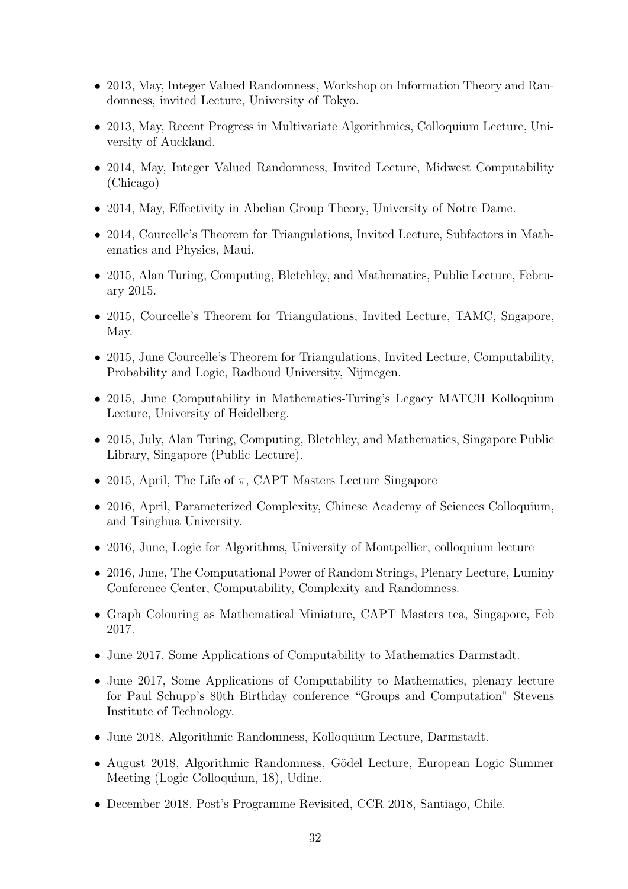- 2013, May, Integer Valued Randomness, Workshop on Information Theory and Randomness, invited Lecture, University of Tokyo.
- 2013, May, Recent Progress in Multivariate Algorithmics, Colloquium Lecture, University of Auckland.
- 2014, May, Integer Valued Randomness, Invited Lecture, Midwest Computability (Chicago)
- 2014, May, Effectivity in Abelian Group Theory, University of Notre Dame.
- 2014, Courcelle's Theorem for Triangulations, Invited Lecture, Subfactors in Mathematics and Physics, Maui.
- 2015, Alan Turing, Computing, Bletchley, and Mathematics, Public Lecture, February 2015.
- 2015, Courcelle's Theorem for Triangulations, Invited Lecture, TAMC, Sngapore, May.
- 2015, June Courcelle's Theorem for Triangulations, Invited Lecture, Computability, Probability and Logic, Radboud University, Nijmegen.
- 2015, June Computability in Mathematics-Turing's Legacy MATCH Kolloquium Lecture, University of Heidelberg.
- 2015, July, Alan Turing, Computing, Bletchley, and Mathematics, Singapore Public Library, Singapore (Public Lecture).
- 2015, April, The Life of $\pi$, CAPT Masters Lecture Singapore
- 2016, April, Parameterized Complexity, Chinese Academy of Sciences Colloquium, and Tsinghua University.
- 2016, June, Logic for Algorithms, University of Montpellier, colloquium lecture
- 2016, June, The Computational Power of Random Strings, Plenary Lecture, Luminy Conference Center, Computability, Complexity and Randomness.
- Graph Colouring as Mathematical Miniature, CAPT Masters tea, Singapore, Feb 2017.
- June 2017, Some Applications of Computability to Mathematics Darmstadt.
- June 2017, Some Applications of Computability to Mathematics, plenary lecture for Paul Schupp's 80th Birthday conference "Groups and Computation" Stevens Institute of Technology.
- June 2018, Algorithmic Randomness, Kolloquium Lecture, Darmstadt.
- August 2018, Algorithmic Randomness, Gödel Lecture, European Logic Summer Meeting (Logic Colloquium, 18), Udine.
- December 2018, Post's Programme Revisited, CCR 2018, Santiago, Chile.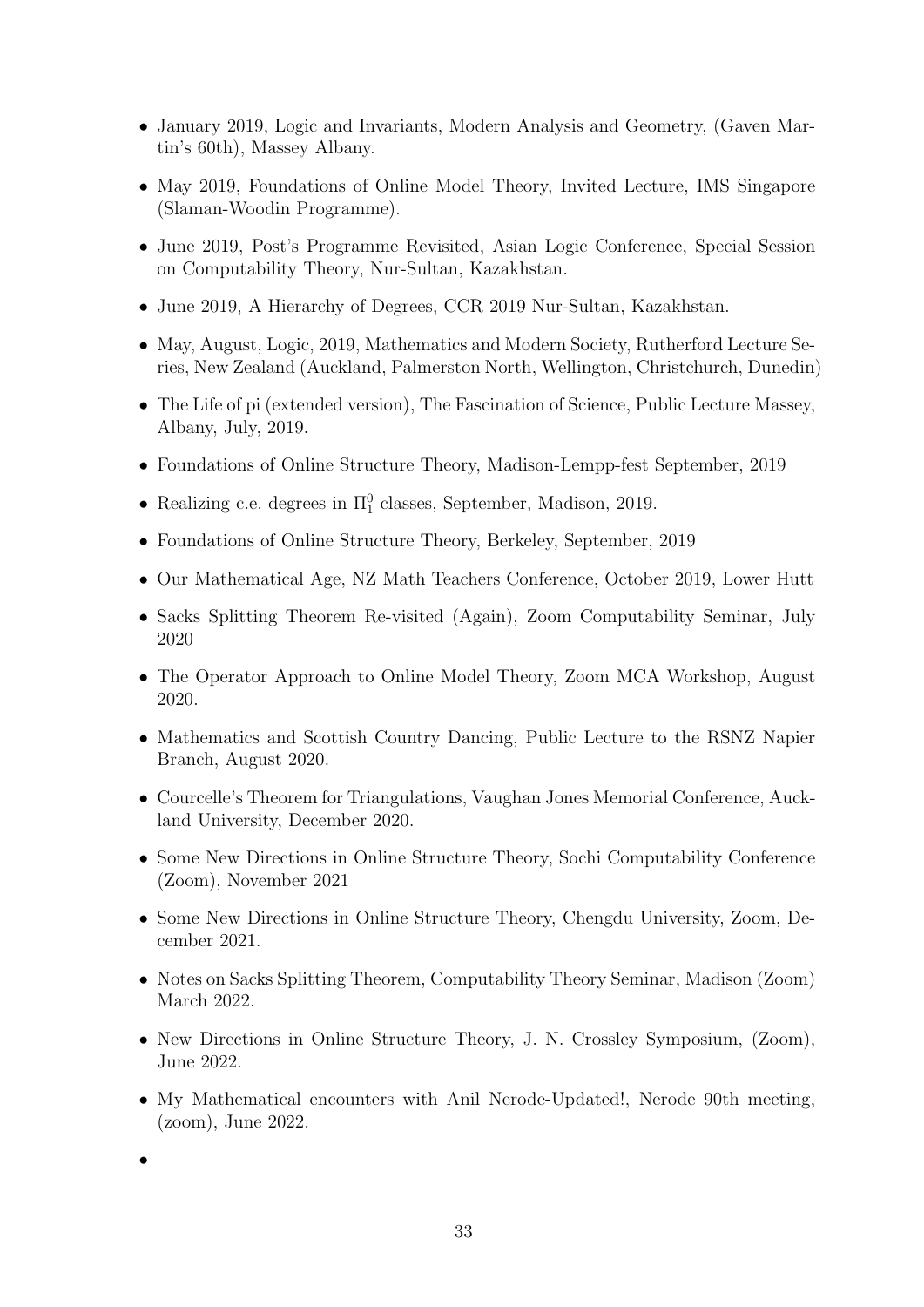- January 2019, Logic and Invariants, Modern Analysis and Geometry, (Gaven Martin's 60th), Massey Albany.
- May 2019, Foundations of Online Model Theory, Invited Lecture, IMS Singapore (Slaman-Woodin Programme).
- June 2019, Post's Programme Revisited, Asian Logic Conference, Special Session on Computability Theory, Nur-Sultan, Kazakhstan.
- June 2019, A Hierarchy of Degrees, CCR 2019 Nur-Sultan, Kazakhstan.
- May, August, Logic, 2019, Mathematics and Modern Society, Rutherford Lecture Series, New Zealand (Auckland, Palmerston North, Wellington, Christchurch, Dunedin)
- The Life of pi (extended version), The Fascination of Science, Public Lecture Massey, Albany, July, 2019.
- Foundations of Online Structure Theory, Madison-Lempp-fest September, 2019
- Realizing c.e. degrees in $\Pi^0_1$ classes, September, Madison, 2019.
- Foundations of Online Structure Theory, Berkeley, September, 2019
- Our Mathematical Age, NZ Math Teachers Conference, October 2019, Lower Hutt
- Sacks Splitting Theorem Re-visited (Again), Zoom Computability Seminar, July 2020
- The Operator Approach to Online Model Theory, Zoom MCA Workshop, August 2020.
- Mathematics and Scottish Country Dancing, Public Lecture to the RSNZ Napier Branch, August 2020.
- Courcelle's Theorem for Triangulations, Vaughan Jones Memorial Conference, Auckland University, December 2020.
- Some New Directions in Online Structure Theory, Sochi Computability Conference (Zoom), November 2021
- Some New Directions in Online Structure Theory, Chengdu University, Zoom, December 2021.
- Notes on Sacks Splitting Theorem, Computability Theory Seminar, Madison (Zoom) March 2022.
- New Directions in Online Structure Theory, J. N. Crossley Symposium, (Zoom), June 2022.
- My Mathematical encounters with Anil Nerode-Updated!, Nerode 90th meeting, (zoom), June 2022.
-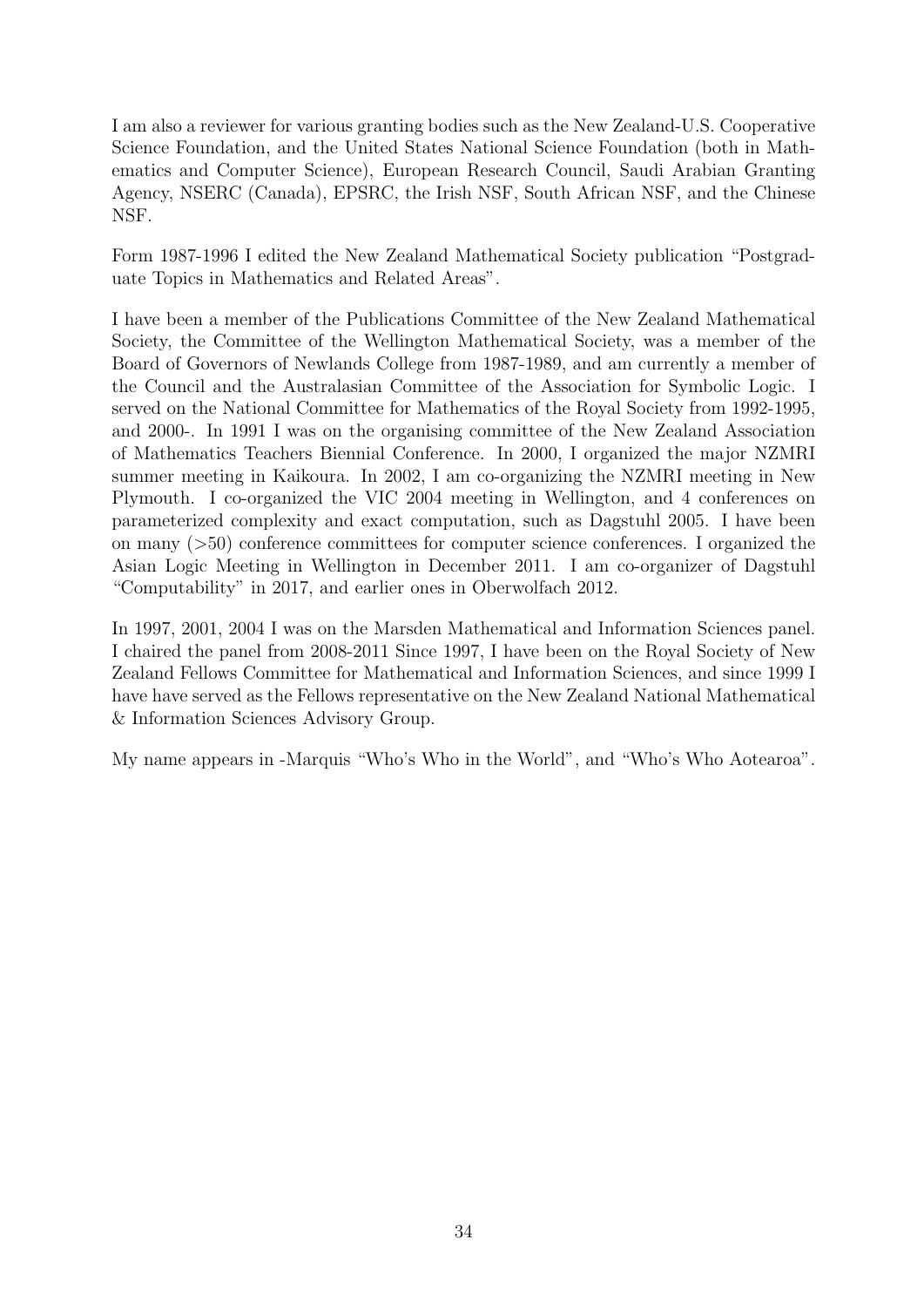I am also a reviewer for various granting bodies such as the New Zealand-U.S. Cooperative Science Foundation, and the United States National Science Foundation (both in Mathematics and Computer Science), European Research Council, Saudi Arabian Granting Agency, NSERC (Canada), EPSRC, the Irish NSF, South African NSF, and the Chinese NSF.

Form 1987-1996 I edited the New Zealand Mathematical Society publication "Postgraduate Topics in Mathematics and Related Areas".

I have been a member of the Publications Committee of the New Zealand Mathematical Society, the Committee of the Wellington Mathematical Society, was a member of the Board of Governors of Newlands College from 1987-1989, and am currently a member of the Council and the Australasian Committee of the Association for Symbolic Logic. I served on the National Committee for Mathematics of the Royal Society from 1992-1995, and 2000-. In 1991 I was on the organising committee of the New Zealand Association of Mathematics Teachers Biennial Conference. In 2000, I organized the major NZMRI summer meeting in Kaikoura. In 2002, I am co-organizing the NZMRI meeting in New Plymouth. I co-organized the VIC 2004 meeting in Wellington, and 4 conferences on parameterized complexity and exact computation, such as Dagstuhl 2005. I have been on many (>50) conference committees for computer science conferences. I organized the Asian Logic Meeting in Wellington in December 2011. I am co-organizer of Dagstuhl "Computability" in 2017, and earlier ones in Oberwolfach 2012.

In 1997, 2001, 2004 I was on the Marsden Mathematical and Information Sciences panel. I chaired the panel from 2008-2011 Since 1997, I have been on the Royal Society of New Zealand Fellows Committee for Mathematical and Information Sciences, and since 1999 I have have served as the Fellows representative on the New Zealand National Mathematical & Information Sciences Advisory Group.

My name appears in -Marquis "Who's Who in the World", and "Who's Who Aotearoa".